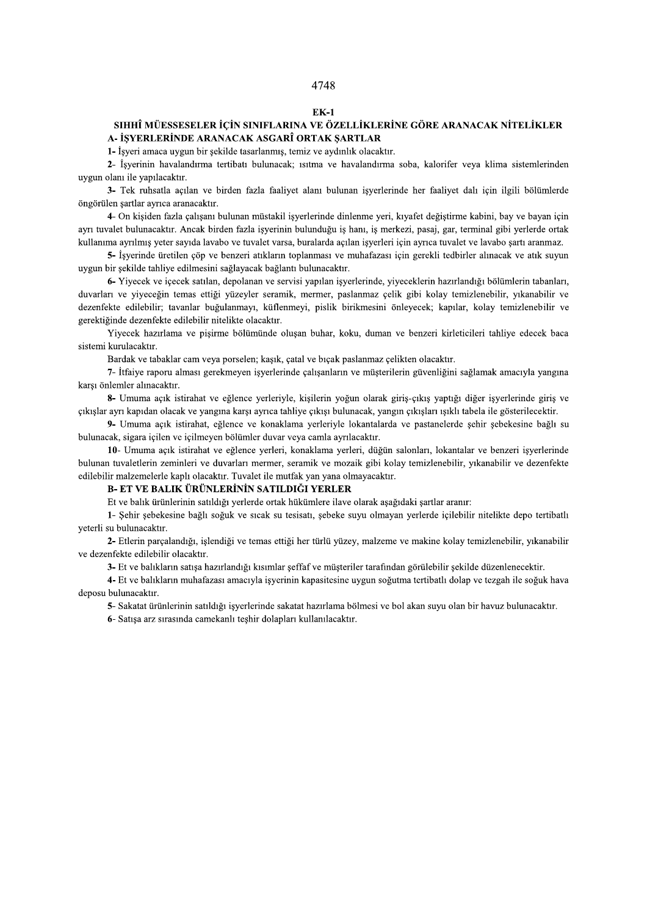## EK-1

## SIHHÎ MÜESSESELER İÇİN SINIFLARINA VE ÖZELLİKLERİNE GÖRE ARANACAK NİTELİKLER

### A- İŞYERLERİNDE ARANACAK ASGARÎ ORTAK ŞARTLAR

**1-** İşyeri amaca uygun bir şekilde tasarlanmış, temiz ve aydınlık olacaktır.

**2-** İşyerinin havalandırma tertibatı bulunacak; ısıtma ve havalandırma soba, kalorifer veya klima sistemlerinden uygun olanı ile yapılacaktır.

**3-** Tek ruhsatla açılan ve birden fazla faaliyet alanı bulunan işyerlerinde her faaliyet dalı için ilgili bölümlerde öngörülen şartlar ayrıca aranacaktır.

**4-** On kişiden fazla çalışanı bulunan müstakil işyerlerinde dinlenme yeri, kıyafet değiştirme kabini, bay ve bayan için ayrı tuvalet bulunacaktır. Ancak birden fazla işyerinin bulunduğu iş hanı, iş merkezi, pasaj, gar, terminal gibi yerlerde ortak kullanıma ayrılmış yeter sayıda lavabo ve tuvalet varsa, buralarda açılan işyerleri için ayrıca tuvalet ve lavabo şartı aranmaz.

**5-** İşyerinde üretilen çöp ve benzeri atıkların toplanması ve muhafazası için gerekli tedbirler alınacak ve atık suyun uygun bir şekilde tahliye edilmesini sağlayacak bağlantı bulunacaktır.

**6-** Yiyecek ve içecek satılan, depolanan ve servisi yapılan işyerlerinde, yiyeceklerin hazırlandığı bölümlerin tabanları, duvarları ve yiyeceğin temas ettiği yüzeyler seramik, mermer, paslanmaz çelik gibi kolay temizlenebilir, yıkanabilir ve dezenfekte edilebilir; tavanlar buğulanmayı, küflenmeyi, pislik birikmesini önleyecek; kapılar, kolay temizlenebilir ve gerektiğinde dezenfekte edilebilir nitelikte olacaktır.

Yiyecek hazırlama ve pişirme bölümünde oluşan buhar, koku, duman ve benzeri kirleticileri tahliye edecek baca sistemi kurulacaktır.

Bardak ve tabaklar cam veya porselen; kaşık, çatal ve bıçak paslanmaz çelikten olacaktır.

**7-** İtfaiye raporu alması gerekmeyen işyerlerinde çalışanların ve müşterilerin güvenliğini sağlamak amacıyla yangına karşı önlemler alınacaktır.

**8-** Umuma açık istirahat ve eğlence yerleriyle, kişilerin yoğun olarak giriş-çıkış yaptığı diğer işyerlerinde giriş ve çıkışlar ayrı kapıdan olacak ve yangına karşı ayrıca tahliye çıkışı bulunacak, yangın çıkışları ışıklı tabela ile gösterilecektir.

**9-** Umuma açık istirahat, eğlence ve konaklama yerleriyle lokantalarda ve pastanelerde şehir şebekesine bağlı su bulunacak, sigara içilen ve içilmeyen bölümler duvar veya camla ayrılacaktır.

**10**- Umuma açık istirahat ve eğlence yerleri, konaklama yerleri, düğün salonları, lokantalar ve benzeri işyerlerinde bulunan tuvaletlerin zeminleri ve duvarları mermer, seramik ve mozaik gibi kolay temizlenebilir, yıkanabilir ve dezenfekte edilebilir malzemelerle kaplı olacaktır. Tuvalet ile mutfak yan yana olmayacaktır.

### B- ET VE BALIK ÜRÜNLERİNİN SATILDIĞI YERLER

Et ve balık ürünlerinin satıldığı yerlerde ortak hükümlere ilave olarak aşağıdaki şartlar aranır:

1- Şehir şebekesine bağlı soğuk ve sıcak su tesisatı, şebeke suyu olmayan yerlerde içilebilir nitelikte depo tertibatlı yeterli su bulunacaktır.

**2-** Etlerin parçalandığı, işlendiği ve temas ettiği her türlü yüzey, malzeme ve makine kolay temizlenebilir, yıkanabilir ve dezenfekte edilebilir olacaktır.

**3-** Et ve balıkların satışa hazırlandığı kısımlar şeffaf ve müşteriler tarafından görülebilir şekilde düzenlenecektir.

**4-** Et ve balıkların muhafazası amacıyla işyerinin kapasitesine uygun soğutma tertibatlı dolap ve tezgah ile soğuk hava deposu bulunacaktır.

**5**- Sakatat ürünlerinin satıldığı işyerlerinde sakatat hazırlama bölmesi ve bol akan suyu olan bir havuz bulunacaktır.

**6**- Satışa arz sırasında camekanlı teşhir dolapları kullanılacaktır.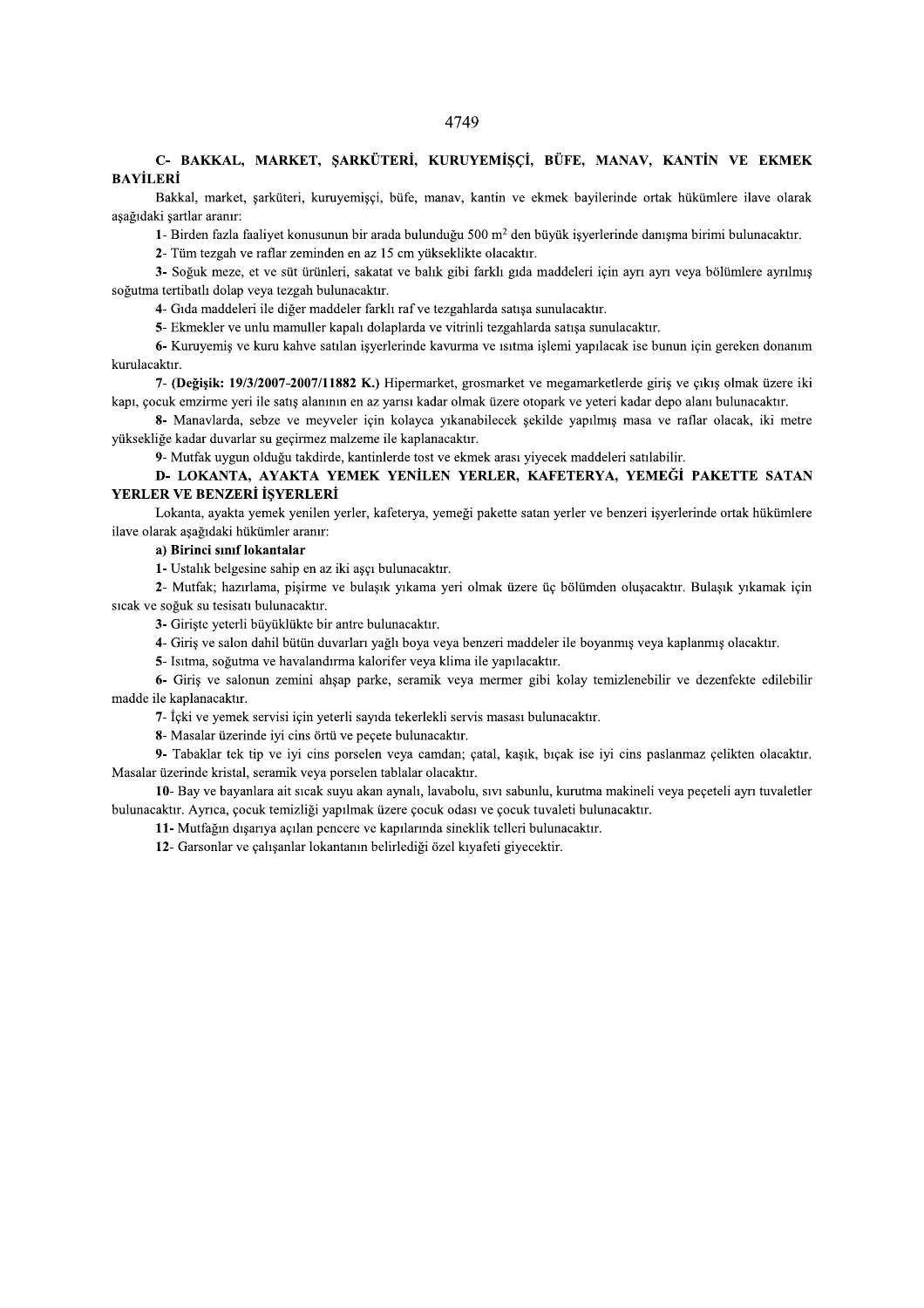### C- BAKKAL, MARKET, ŞARKÜTERİ, KURUYEMİŞÇİ, BÜFE, MANAV, KANTİN VE EKMEK BAYİLERİ

Bakkal, market, şarküteri, kuruyemişçi, büfe, manav, kantin ve ekmek bayilerinde ortak hükümlere ilave olarak aşağıdaki şartlar aranır:

**1-** Birden fazla faaliyet konusunun bir arada bulunduğu 500 $m^2$ den büyük işyerlerinde danışma birimi bulunacaktır.

**2-** Tüm tezgah ve raflar zeminden en az 15 cm yükseklikte olacaktır.

**3-** Soğuk meze, et ve süt ürünleri, sakatat ve balık gibi farklı gıda maddeleri için ayrı ayrı veya bölümlere ayrılmış soğutma tertibatlı dolap veya tezgah bulunacaktır.

**4-** Gıda maddeleri ile diğer maddeler farklı raf ve tezgahlarda satışa sunulacaktır.

**5-** Ekmekler ve unlu mamuller kapalı dolaplarda ve vitrinli tezgahlarda satışa sunulacaktır.

**6-** Kuruyemiş ve kuru kahve satılan işyerlerinde kavurma ve ısıtma işlemi yapılacak ise bunun için gereken donanım kurulacaktır.

7- **(Değişik: 19/3/2007-2007/11882 K.)** Hipermarket, grosmarket ve megamarketlerde giriş ve çıkış olmak üzere iki kapı, çocuk emzirme yeri ile satış alanının en az yarısı kadar olmak üzere otopark ve yeteri kadar depo alanı bulunacaktır.

**8-** Manavlarda, sebze ve meyveler için kolayca yıkanabilecek şekilde yapılmış masa ve raflar olacak, iki metre yüksekliğe kadar duvarlar su geçirmez malzeme ile kaplanacaktır.

**9-** Mutfak uygun olduğu takdirde, kantinlerde tost ve ekmek arası yiyecek maddeleri satılabilir.

### D- LOKANTA, AYAKTA YEMEK YENİLEN YERLER, KAFETERYA, YEMEĞİ PAKETTE SATAN YERLER VE BENZERİ İŞYERLERİ

Lokanta, ayakta yemek yenilen yerler, kafeterya, yemeği pakette satan yerler ve benzeri işyerlerinde ortak hükümlere ilave olarak aşağıdaki hükümler aranır:

**a) Birinci sınıf lokantalar**

**1-** Ustalık belgesine sahip en az iki aşçı bulunacaktır.

**2-** Mutfak; hazırlama, pişirme ve bulaşık yıkama yeri olmak üzere üç bölümden oluşacaktır. Bulaşık yıkamak için sıcak ve soğuk su tesisatı bulunacaktır.

**3-** Girişte yeterli büyüklükte bir antre bulunacaktır.

**4-** Giriş ve salon dahil bütün duvarları yağlı boya veya benzeri maddeler ile boyanmış veya kaplanmış olacaktır.

**5-** Isıtma, soğutma ve havalandırma kalorifer veya klima ile yapılacaktır.

**6-** Giriş ve salonun zemini ahşap parke, seramik veya mermer gibi kolay temizlenebilir ve dezenfekte edilebilir madde ile kaplanacaktır.

**7-** İçki ve yemek servisi için yeterli sayıda tekerlekli servis masası bulunacaktır.

**8-** Masalar üzerinde iyi cins örtü ve peçete bulunacaktır.

**9-** Tabaklar tek tip ve iyi cins porselen veya camdan; çatal, kaşık, bıçak ise iyi cins paslanmaz çelikten olacaktır. Masalar üzerinde kristal, seramik veya porselen tablalar olacaktır.

**10-** Bay ve bayanlara ait sıcak suyu akan aynalı, lavabolu, sıvı sabunlu, kurutma makineli veya peçeteli ayrı tuvaletler bulunacaktır. Ayrıca, çocuk temizliği yapılmak üzere çocuk odası ve çocuk tuvaleti bulunacaktır.

**11-** Mutfağın dışarıya açılan pencere ve kapılarında sineklik telleri bulunacaktır.

**12-** Garsonlar ve çalışanlar lokantanın belirlediği özel kıyafeti giyecektir.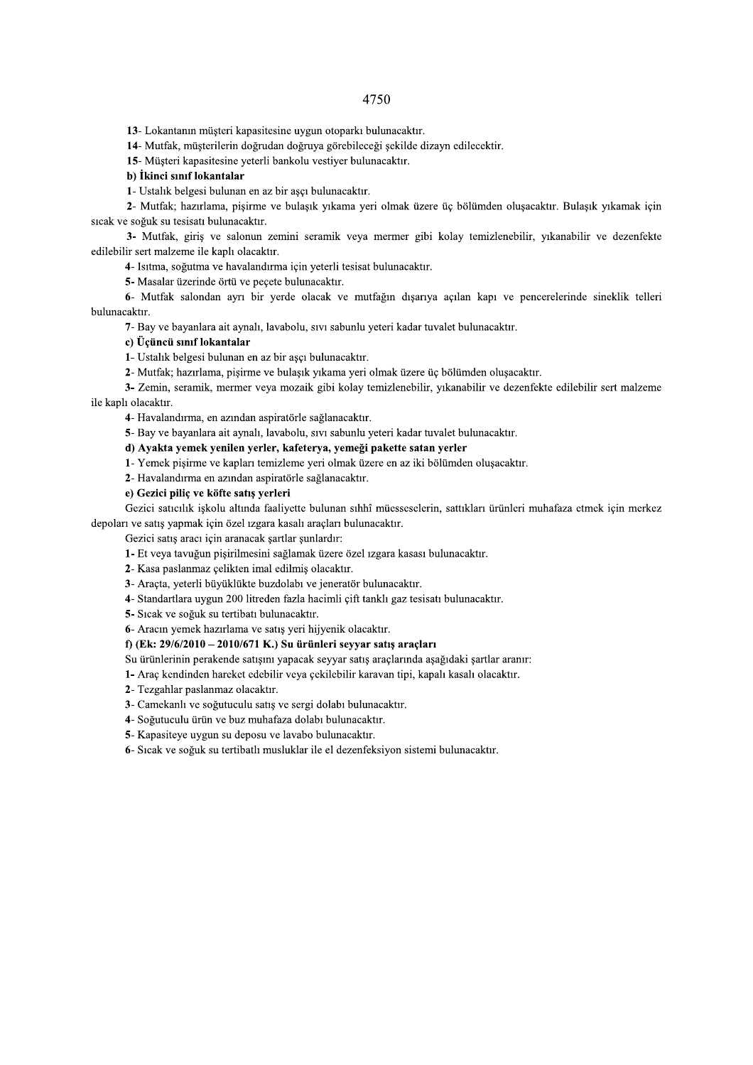**13**- Lokantanın müşteri kapasitesine uygun otoparkı bulunacaktır.

**14**- Mutfak, müşterilerin doğrudan doğruya görebileceği şekilde dizayn edilecektir.

**15**- Müşteri kapasitesine yeterli bankolu vestiyer bulunacaktır.

**b) İkinci sınıf lokantalar**

**1**- Ustalık belgesi bulunan en az bir aşçı bulunacaktır.

**2**- Mutfak; hazırlama, pişirme ve bulaşık yıkama yeri olmak üzere üç bölümden oluşacaktır. Bulaşık yıkamak için sıcak ve soğuk su tesisatı bulunacaktır.

**3-** Mutfak, giriş ve salonun zemini seramik veya mermer gibi kolay temizlenebilir, yıkanabilir ve dezenfekte edilebilir sert malzeme ile kaplı olacaktır.

**4**- Isıtma, soğutma ve havalandırma için yeterli tesisat bulunacaktır.

**5-** Masalar üzerinde örtü ve peçete bulunacaktır.

**6**- Mutfak salondan ayrı bir yerde olacak ve mutfağın dışarıya açılan kapı ve pencerelerinde sineklik telleri bulunacaktır.

**7**- Bay ve bayanlara ait aynalı, lavabolu, sıvı sabunlu yeteri kadar tuvalet bulunacaktır.

**c) Üçüncü sınıf lokantalar**

**1**- Ustalık belgesi bulunan en az bir aşçı bulunacaktır.

**2**- Mutfak; hazırlama, pişirme ve bulaşık yıkama yeri olmak üzere üç bölümden oluşacaktır.

**3-** Zemin, seramik, mermer veya mozaik gibi kolay temizlenebilir, yıkanabilir ve dezenfekte edilebilir sert malzeme ile kaplı olacaktır.

**4**- Havalandırma, en azından aspiratörle sağlanacaktır.

**5**- Bay ve bayanlara ait aynalı, lavabolu, sıvı sabunlu yeteri kadar tuvalet bulunacaktır.

**d) Ayakta yemek yenilen yerler, kafeterya, yemeği pakette satan yerler**

**1**- Yemek pişirme ve kapları temizleme yeri olmak üzere en az iki bölümden oluşacaktır.

**2**- Havalandırma en azından aspiratörle sağlanacaktır.

**e) Gezici piliç ve köfte satış yerleri**

Gezici satıcılık işkolu altında faaliyette bulunan sıhhî müesseselerin, sattıkları ürünleri muhafaza etmek için merkez depoları ve satış yapmak için özel ızgara kasalı araçları bulunacaktır.

Gezici satış aracı için aranacak şartlar şunlardır:

**1-** Et veya tavuğun pişirilmesini sağlamak üzere özel ızgara kasası bulunacaktır.

**2**- Kasa paslanmaz çelikten imal edilmiş olacaktır.

**3**- Araçta, yeterli büyüklükte buzdolabı ve jeneratör bulunacaktır.

**4**- Standartlara uygun 200 litreden fazla hacimli çift tanklı gaz tesisatı bulunacaktır.

**5-** Sıcak ve soğuk su tertibatı bulunacaktır.

**6**- Aracın yemek hazırlama ve satış yeri hijyenik olacaktır.

**f) (Ek: 29/6/2010 – 2010/671 K.) Su ürünleri seyyar satış araçları**

Su ürünlerinin perakende satışını yapacak seyyar satış araçlarında aşağıdaki şartlar aranır:

**1-** Araç kendinden hareket edebilir veya çekilebilir karavan tipi, kapalı kasalı olacaktır.

**2**- Tezgahlar paslanmaz olacaktır.

**3**- Camekanlı ve soğutuculu satış ve sergi dolabı bulunacaktır.

**4**- Soğutuculu ürün ve buz muhafaza dolabı bulunacaktır.

**5**- Kapasiteye uygun su deposu ve lavabo bulunacaktır.

**6**- Sıcak ve soğuk su tertibatlı musluklar ile el dezenfeksiyon sistemi bulunacaktır.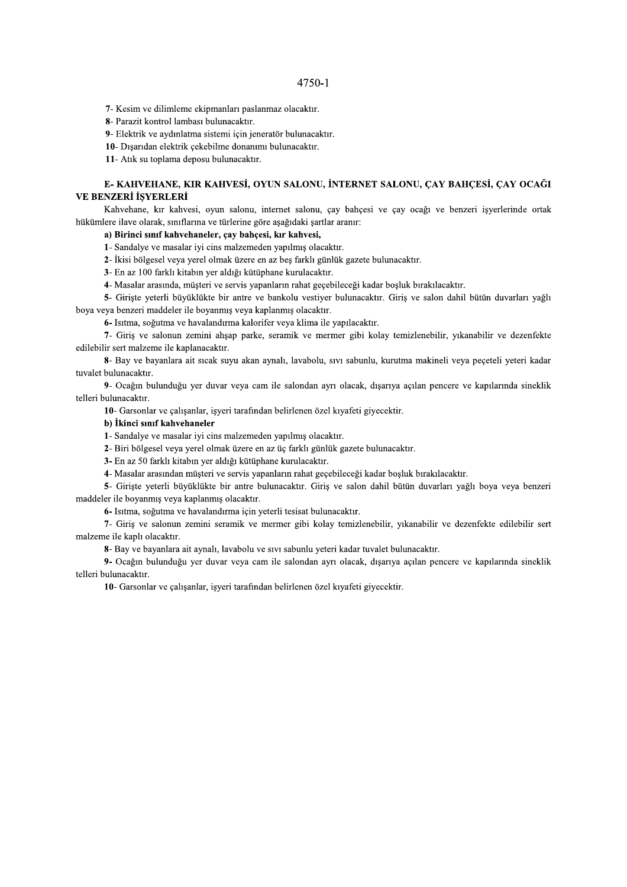7- Kesim ve dilimleme ekipmanları paslanmaz olacaktır.

8- Parazit kontrol lambası bulunacaktır.

9- Elektrik ve aydınlatma sistemi için jeneratör bulunacaktır.

10- Dışarıdan elektrik çekebilme donanımı bulunacaktır.

11- Atık su toplama deposu bulunacaktır.

### E- KAHVEHANE, KIR KAHVESİ, OYUN SALONU, İNTERNET SALONU, ÇAY BAHÇESİ, ÇAY OCAĞI VE BENZERİ İŞYERLERİ

Kahvehane, kır kahvesi, oyun salonu, internet salonu, çay bahçesi ve çay ocağı ve benzeri işyerlerinde ortak hükümlere ilave olarak, sınıflarına ve türlerine göre aşağıdaki şartlar aranır:

**a) Birinci sınıf kahvehaneler, çay bahçesi, kır kahvesi,**

1- Sandalye ve masalar iyi cins malzemeden yapılmış olacaktır.

2- İkisi bölgesel veya yerel olmak üzere en az beş farklı günlük gazete bulunacaktır.

3- En az 100 farklı kitabın yer aldığı kütüphane kurulacaktır.

4- Masalar arasında, müşteri ve servis yapanların rahat geçebileceği kadar boşluk bırakılacaktır.

5- Girişte yeterli büyüklükte bir antre ve bankolu vestiyer bulunacaktır. Giriş ve salon dahil bütün duvarları yağlı boya veya benzeri maddeler ile boyanmış veya kaplanmış olacaktır.

6- Isıtma, soğutma ve havalandırma kalorifer veya klima ile yapılacaktır.

7- Giriş ve salonun zemini ahşap parke, seramik ve mermer gibi kolay temizlenebilir, yıkanabilir ve dezenfekte edilebilir sert malzeme ile kaplanacaktır.

8- Bay ve bayanlara ait sıcak suyu akan aynalı, lavabolu, sıvı sabunlu, kurutma makineli veya peçeteli yeteri kadar tuvalet bulunacaktır.

9- Ocağın bulunduğu yer duvar veya cam ile salondan ayrı olacak, dışarıya açılan pencere ve kapılarında sineklik telleri bulunacaktır.

10- Garsonlar ve çalışanlar, işyeri tarafından belirlenen özel kıyafeti giyecektir.

**b) İkinci sınıf kahvehaneler**

1- Sandalye ve masalar iyi cins malzemeden yapılmış olacaktır.

2- Biri bölgesel veya yerel olmak üzere en az üç farklı günlük gazete bulunacaktır.

3- En az 50 farklı kitabın yer aldığı kütüphane kurulacaktır.

4- Masalar arasından müşteri ve servis yapanların rahat geçebileceği kadar boşluk bırakılacaktır.

5- Girişte yeterli büyüklükte bir antre bulunacaktır. Giriş ve salon dahil bütün duvarları yağlı boya veya benzeri maddeler ile boyanmış veya kaplanmış olacaktır.

6- Isıtma, soğutma ve havalandırma için yeterli tesisat bulunacaktır.

7- Giriş ve salonun zemini seramik ve mermer gibi kolay temizlenebilir, yıkanabilir ve dezenfekte edilebilir sert malzeme ile kaplı olacaktır.

8- Bay ve bayanlara ait aynalı, lavabolu ve sıvı sabunlu yeteri kadar tuvalet bulunacaktır.

9- Ocağın bulunduğu yer duvar veya cam ile salondan ayrı olacak, dışarıya açılan pencere ve kapılarında sineklik telleri bulunacaktır.

10- Garsonlar ve çalışanlar, işyeri tarafından belirlenen özel kıyafeti giyecektir.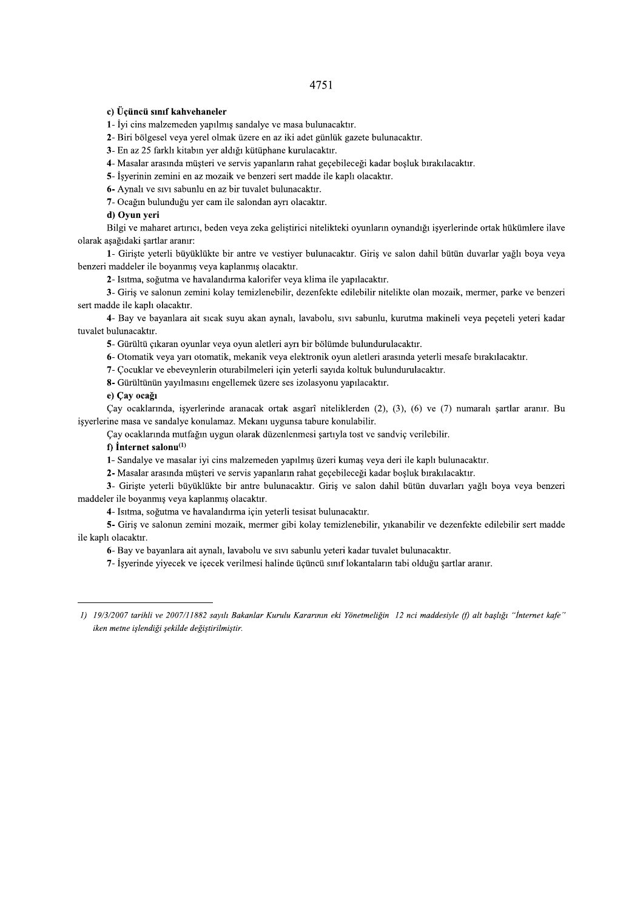**c) Üçüncü sınıf kahvehaneler**

**1**- İyi cins malzemeden yapılmış sandalye ve masa bulunacaktır.

**2**- Biri bölgesel veya yerel olmak üzere en az iki adet günlük gazete bulunacaktır.

**3**- En az 25 farklı kitabın yer aldığı kütüphane kurulacaktır.

**4**- Masalar arasında müşteri ve servis yapanların rahat geçebileceği kadar boşluk bırakılacaktır.

**5**- İşyerinin zemini en az mozaik ve benzeri sert madde ile kaplı olacaktır.

**6-** Aynalı ve sıvı sabunlu en az bir tuvalet bulunacaktır.

**7**- Ocağın bulunduğu yer cam ile salondan ayrı olacaktır.

**d) Oyun yeri**

Bilgi ve maharet artırıcı, beden veya zeka geliştirici nitelikteki oyunların oynandığı işyerlerinde ortak hükümlere ilave olarak aşağıdaki şartlar aranır:

**1**- Girişte yeterli büyüklükte bir antre ve vestiyer bulunacaktır. Giriş ve salon dahil bütün duvarlar yağlı boya veya benzeri maddeler ile boyanmış veya kaplanmış olacaktır.

**2**- Isıtma, soğutma ve havalandırma kalorifer veya klima ile yapılacaktır.

**3**- Giriş ve salonun zemini kolay temizlenebilir, dezenfekte edilebilir nitelikte olan mozaik, mermer, parke ve benzeri sert madde ile kaplı olacaktır.

**4**- Bay ve bayanlara ait sıcak suyu akan aynalı, lavabolu, sıvı sabunlu, kurutma makineli veya peçeteli yeteri kadar tuvalet bulunacaktır.

**5**- Gürültü çıkaran oyunlar veya oyun aletleri ayrı bir bölümde bulundurulacaktır.

**6**- Otomatik veya yarı otomatik, mekanik veya elektronik oyun aletleri arasında yeterli mesafe bırakılacaktır.

**7**- Çocuklar ve ebeveynlerin oturabilmeleri için yeterli sayıda koltuk bulundurulacaktır.

**8-** Gürültünün yayılmasını engellemek üzere ses izolasyonu yapılacaktır.

**e) Çay ocağı**

Çay ocaklarında, işyerlerinde aranacak ortak asgarî niteliklerden (2), (3), (6) ve (7) numaralı şartlar aranır. Bu işyerlerine masa ve sandalye konulamaz. Mekanı uygunsa tabure konulabilir.

Çay ocaklarında mutfağın uygun olarak düzenlenmesi şartıyla tost ve sandviç verilebilir.

**f) İnternet salonu[1]**

**1**- Sandalye ve masalar iyi cins malzemeden yapılmış üzeri kumaş veya deri ile kaplı bulunacaktır.

**2**- Masalar arasında müşteri ve servis yapanların rahat geçebileceği kadar boşluk bırakılacaktır.

**3**- Girişte yeterli büyüklükte bir antre bulunacaktır. Giriş ve salon dahil bütün duvarları yağlı boya veya benzeri maddeler ile boyanmış veya kaplanmış olacaktır.

**4**- Isıtma, soğutma ve havalandırma için yeterli tesisat bulunacaktır.

**5-** Giriş ve salonun zemini mozaik, mermer gibi kolay temizlenebilir, yıkanabilir ve dezenfekte edilebilir sert madde ile kaplı olacaktır.

**6**- Bay ve bayanlara ait aynalı, lavabolu ve sıvı sabunlu yeteri kadar tuvalet bulunacaktır.

**7**- İşyerinde yiyecek ve içecek verilmesi halinde üçüncü sınıf lokantaların tabi olduğu şartlar aranır.

---

*1) 19/3/2007 tarihli ve 2007/11882 sayılı Bakanlar Kurulu Kararının eki Yönetmeliğin 12 nci maddesiyle (f) alt başlığı "İnternet kafe" iken metne işlendiği şekilde değiştirilmiştir.*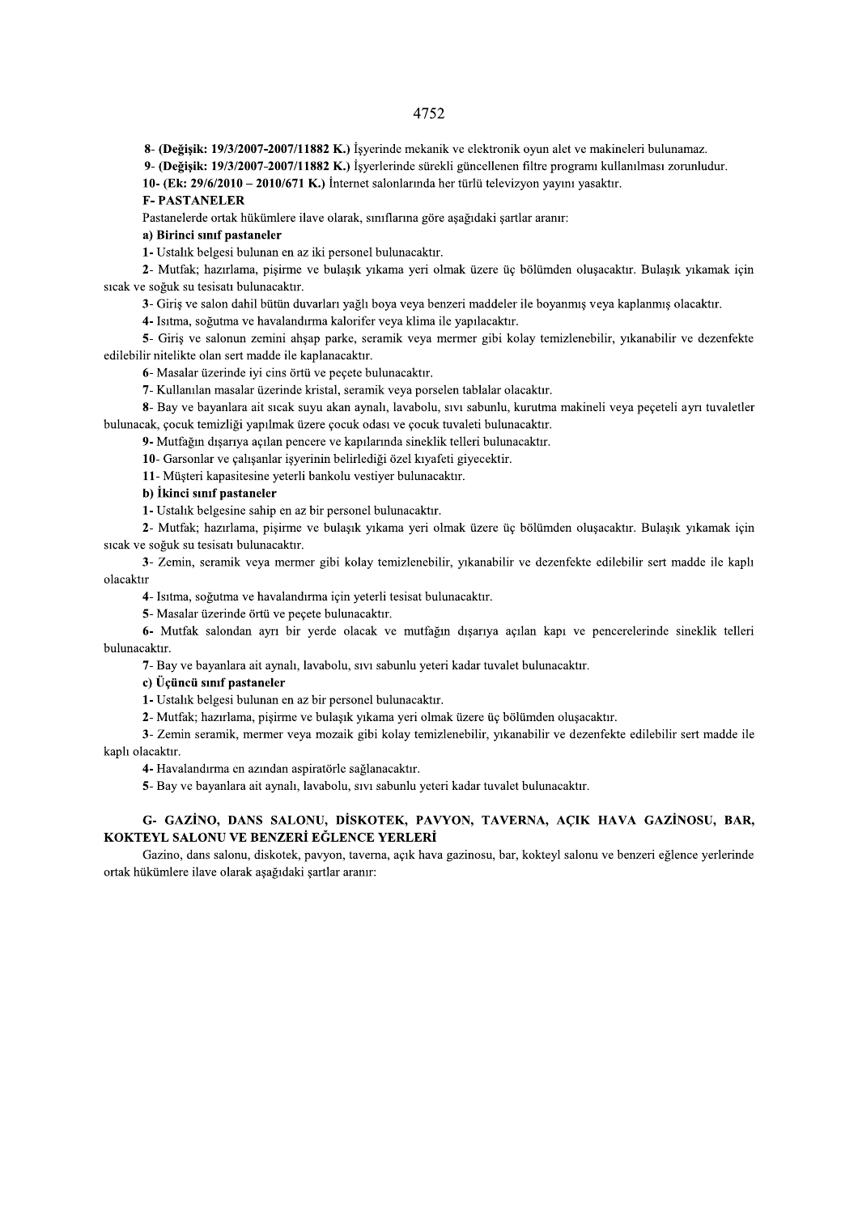**8- (Değişik: 19/3/2007-2007/11882 K.)** İşyerinde mekanik ve elektronik oyun alet ve makineleri bulunamaz.

**9- (Değişik: 19/3/2007-2007/11882 K.)** İşyerlerinde sürekli güncellenen filtre programı kullanılması zorunludur.

**10- (Ek: 29/6/2010 – 2010/671 K.)** İnternet salonlarında her türlü televizyon yayını yasaktır.

**F- PASTANELER**

Pastanelerde ortak hükümlere ilave olarak, sınıflarına göre aşağıdaki şartlar aranır:

**a) Birinci sınıf pastaneler**

**1-** Ustalık belgesi bulunan en az iki personel bulunacaktır.

**2-** Mutfak; hazırlama, pişirme ve bulaşık yıkama yeri olmak üzere üç bölümden oluşacaktır. Bulaşık yıkamak için sıcak ve soğuk su tesisatı bulunacaktır.

**3-** Giriş ve salon dahil bütün duvarları yağlı boya veya benzeri maddeler ile boyanmış veya kaplanmış olacaktır.

**4-** Isıtma, soğutma ve havalandırma kalorifer veya klima ile yapılacaktır.

**5-** Giriş ve salonun zemini ahşap parke, seramik veya mermer gibi kolay temizlenebilir, yıkanabilir ve dezenfekte edilebilir nitelikte olan sert madde ile kaplanacaktır.

**6-** Masalar üzerinde iyi cins örtü ve peçete bulunacaktır.

**7-** Kullanılan masalar üzerinde kristal, seramik veya porselen tablalar olacaktır.

**8-** Bay ve bayanlara ait sıcak suyu akan aynalı, lavabolu, sıvı sabunlu, kurutma makineli veya peçeteli ayrı tuvaletler bulunacak, çocuk temizliği yapılmak üzere çocuk odası ve çocuk tuvaleti bulunacaktır.

**9-** Mutfağın dışarıya açılan pencere ve kapılarında sineklik telleri bulunacaktır.

**10-** Garsonlar ve çalışanlar işyerinin belirlediği özel kıyafeti giyecektir.

**11-** Müşteri kapasitesine yeterli bankolu vestiyer bulunacaktır.

**b) İkinci sınıf pastaneler**

**1-** Ustalık belgesine sahip en az bir personel bulunacaktır.

**2-** Mutfak; hazırlama, pişirme ve bulaşık yıkama yeri olmak üzere üç bölümden oluşacaktır. Bulaşık yıkamak için sıcak ve soğuk su tesisatı bulunacaktır.

**3-** Zemin, seramik veya mermer gibi kolay temizlenebilir, yıkanabilir ve dezenfekte edilebilir sert madde ile kaplı olacaktır

**4-** Isıtma, soğutma ve havalandırma için yeterli tesisat bulunacaktır.

**5-** Masalar üzerinde örtü ve peçete bulunacaktır.

**6-** Mutfak salondan ayrı bir yerde olacak ve mutfağın dışarıya açılan kapı ve pencerelerinde sineklik telleri bulunacaktır.

**7-** Bay ve bayanlara ait aynalı, lavabolu, sıvı sabunlu yeteri kadar tuvalet bulunacaktır.

**c) Üçüncü sınıf pastaneler**

**1-** Ustalık belgesi bulunan en az bir personel bulunacaktır.

**2-** Mutfak; hazırlama, pişirme ve bulaşık yıkama yeri olmak üzere üç bölümden oluşacaktır.

**3-** Zemin seramik, mermer veya mozaik gibi kolay temizlenebilir, yıkanabilir ve dezenfekte edilebilir sert madde ile kaplı olacaktır.

**4-** Havalandırma en azından aspiratörle sağlanacaktır.

**5-** Bay ve bayanlara ait aynalı, lavabolu, sıvı sabunlu yeteri kadar tuvalet bulunacaktır.

**G- GAZİNO, DANS SALONU, DİSKOTEK, PAVYON, TAVERNA, AÇIK HAVA GAZİNOSU, BAR, KOKTEYL SALONU VE BENZERİ EĞLENCE YERLERİ**

Gazino, dans salonu, diskotek, pavyon, taverna, açık hava gazinosu, bar, kokteyl salonu ve benzeri eğlence yerlerinde ortak hükümlere ilave olarak aşağıdaki şartlar aranır: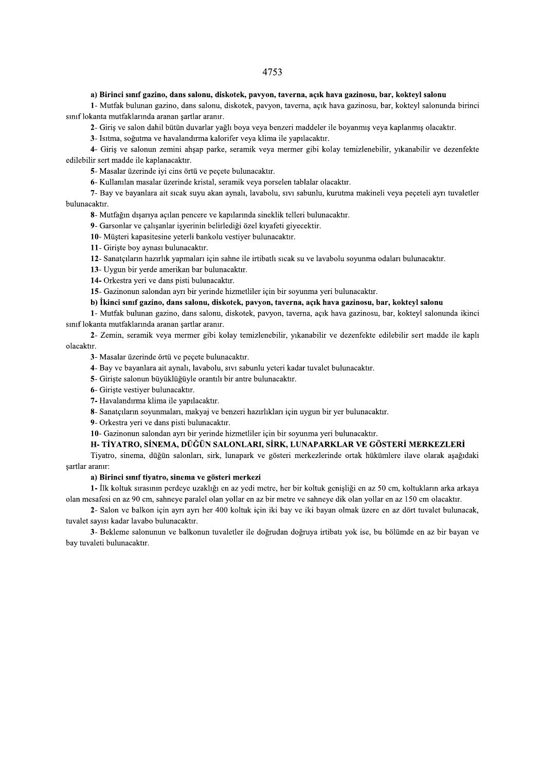**a) Birinci sınıf gazino, dans salonu, diskotek, pavyon, taverna, açık hava gazinosu, bar, kokteyl salonu**

**1**- Mutfak bulunan gazino, dans salonu, diskotek, pavyon, taverna, açık hava gazinosu, bar, kokteyl salonunda birinci sınıf lokanta mutfaklarında aranan şartlar aranır.

**2**- Giriş ve salon dahil bütün duvarlar yağlı boya veya benzeri maddeler ile boyanmış veya kaplanmış olacaktır.

**3**- Isıtma, soğutma ve havalandırma kalorifer veya klima ile yapılacaktır.

**4**- Giriş ve salonun zemini ahşap parke, seramik veya mermer gibi kolay temizlenebilir, yıkanabilir ve dezenfekte edilebilir sert madde ile kaplanacaktır.

**5**- Masalar üzerinde iyi cins örtü ve peçete bulunacaktır.

**6**- Kullanılan masalar üzerinde kristal, seramik veya porselen tablalar olacaktır.

**7**- Bay ve bayanlara ait sıcak suyu akan aynalı, lavabolu, sıvı sabunlu, kurutma makineli veya peçeteli ayrı tuvaletler bulunacaktır.

**8**- Mutfağın dışarıya açılan pencere ve kapılarında sineklik telleri bulunacaktır.

**9**- Garsonlar ve çalışanlar işyerinin belirlediği özel kıyafeti giyecektir.

**10**- Müşteri kapasitesine yeterli bankolu vestiyer bulunacaktır.

**11**- Girişte boy aynası bulunacaktır.

**12**- Sanatçıların hazırlık yapmaları için sahne ile irtibatlı sıcak su ve lavabolu soyunma odaları bulunacaktır.

**13**- Uygun bir yerde amerikan bar bulunacaktır.

**14-** Orkestra yeri ve dans pisti bulunacaktır.

**15**- Gazinonun salondan ayrı bir yerinde hizmetliler için bir soyunma yeri bulunacaktır.

**b) İkinci sınıf gazino, dans salonu, diskotek, pavyon, taverna, açık hava gazinosu, bar, kokteyl salonu**

**1**- Mutfak bulunan gazino, dans salonu, diskotek, pavyon, taverna, açık hava gazinosu, bar, kokteyl salonunda ikinci sınıf lokanta mutfaklarında aranan şartlar aranır.

**2**- Zemin, seramik veya mermer gibi kolay temizlenebilir, yıkanabilir ve dezenfekte edilebilir sert madde ile kaplı olacaktır.

**3**- Masalar üzerinde örtü ve peçete bulunacaktır.

**4**- Bay ve bayanlara ait aynalı, lavabolu, sıvı sabunlu yeteri kadar tuvalet bulunacaktır.

**5**- Girişte salonun büyüklüğüyle orantılı bir antre bulunacaktır.

**6**- Girişte vestiyer bulunacaktır.

**7-** Havalandırma klima ile yapılacaktır.

**8**- Sanatçıların soyunmaları, makyaj ve benzeri hazırlıkları için uygun bir yer bulunacaktır.

**9**- Orkestra yeri ve dans pisti bulunacaktır.

**10**- Gazinonun salondan ayrı bir yerinde hizmetliler için bir soyunma yeri bulunacaktır.

## H- TİYATRO, SİNEMA, DÜĞÜN SALONLARI, SİRK, LUNAPARKLAR VE GÖSTERİ MERKEZLERİ

Tiyatro, sinema, düğün salonları, sirk, lunapark ve gösteri merkezlerinde ortak hükümlere ilave olarak aşağıdaki şartlar aranır:

**a) Birinci sınıf tiyatro, sinema ve gösteri merkezi**

**1-** İlk koltuk sırasının perdeye uzaklığı en az yedi metre, her bir koltuk genişliği en az 50 cm, koltukların arka arkaya olan mesafesi en az 90 cm, sahneye paralel olan yollar en az bir metre ve sahneye dik olan yollar en az 150 cm olacaktır.

**2**- Salon ve balkon için ayrı ayrı her 400 koltuk için iki bay ve iki bayan olmak üzere en az dört tuvalet bulunacak, tuvalet sayısı kadar lavabo bulunacaktır.

**3**- Bekleme salonunun ve balkonun tuvaletler ile doğrudan doğruya irtibatı yok ise, bu bölümde en az bir bayan ve bay tuvaleti bulunacaktır.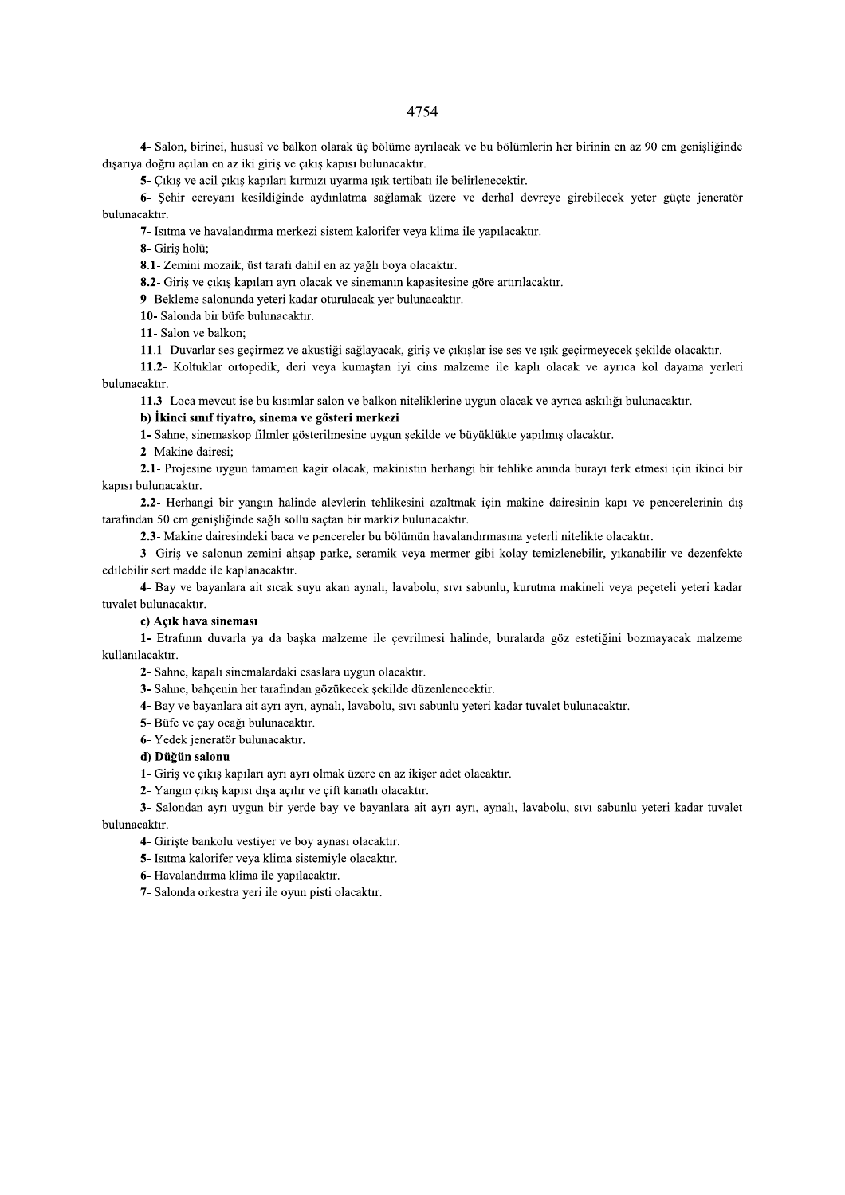4- Salon, birinci, hususî ve balkon olarak üç bölüme ayrılacak ve bu bölümlerin her birinin en az 90 cm genişliğinde dışarıya doğru açılan en az iki giriş ve çıkış kapısı bulunacaktır.

5- Çıkış ve acil çıkış kapıları kırmızı uyarma ışık tertibatı ile belirlenecektir.

6- Şehir cereyanı kesildiğinde aydınlatma sağlamak üzere ve derhal devreye girebilecek yeter güçte jeneratör bulunacaktır.

7- Isıtma ve havalandırma merkezi sistem kalorifer veya klima ile yapılacaktır.

**8-** Giriş holü;

**8.1**- Zemini mozaik, üst tarafı dahil en az yağlı boya olacaktır.

**8.2**- Giriş ve çıkış kapıları ayrı olacak ve sinemanın kapasitesine göre artırılacaktır.

9- Bekleme salonunda yeteri kadar oturulacak yer bulunacaktır.

**10-** Salonda bir büfe bulunacaktır.

11- Salon ve balkon;

**11.1**- Duvarlar ses geçirmez ve akustiği sağlayacak, giriş ve çıkışlar ise ses ve ışık geçirmeyecek şekilde olacaktır.

**11.2**- Koltuklar ortopedik, deri veya kumaştan iyi cins malzeme ile kaplı olacak ve ayrıca kol dayama yerleri bulunacaktır.

**11.3**- Loca mevcut ise bu kısımlar salon ve balkon niteliklerine uygun olacak ve ayrıca askılığı bulunacaktır.

**b) İkinci sınıf tiyatro, sinema ve gösteri merkezi**

**1-** Sahne, sinemaskop filmler gösterilmesine uygun şekilde ve büyüklükte yapılmış olacaktır.

2- Makine dairesi;

**2.1**- Projesine uygun tamamen kagir olacak, makinistin herhangi bir tehlike anında burayı terk etmesi için ikinci bir kapısı bulunacaktır.

**2.2-** Herhangi bir yangın halinde alevlerin tehlikesini azaltmak için makine dairesinin kapı ve pencerelerinin dış tarafından 50 cm genişliğinde sağlı sollu saçtan bir markiz bulunacaktır.

**2.3**- Makine dairesindeki baca ve pencereler bu bölümün havalandırmasına yeterli nitelikte olacaktır.

3- Giriş ve salonun zemini ahşap parke, seramik veya mermer gibi kolay temizlenebilir, yıkanabilir ve dezenfekte edilebilir sert madde ile kaplanacaktır.

4- Bay ve bayanlara ait sıcak suyu akan aynalı, lavabolu, sıvı sabunlu, kurutma makineli veya peçeteli yeteri kadar tuvalet bulunacaktır.

**c) Açık hava sineması**

**1-** Etrafının duvarla ya da başka malzeme ile çevrilmesi halinde, buralarda göz estetiğini bozmayacak malzeme kullanılacaktır.

2- Sahne, kapalı sinemalardaki esaslara uygun olacaktır.

**3-** Sahne, bahçenin her tarafından gözükecek şekilde düzenlenecektir.

**4-** Bay ve bayanlara ait ayrı ayrı, aynalı, lavabolu, sıvı sabunlu yeteri kadar tuvalet bulunacaktır.

5- Büfe ve çay ocağı bulunacaktır.

6- Yedek jeneratör bulunacaktır.

**d) Düğün salonu**

1- Giriş ve çıkış kapıları ayrı ayrı olmak üzere en az ikişer adet olacaktır.

2- Yangın çıkış kapısı dışa açılır ve çift kanatlı olacaktır.

3- Salondan ayrı uygun bir yerde bay ve bayanlara ait ayrı ayrı, aynalı, lavabolu, sıvı sabunlu yeteri kadar tuvalet bulunacaktır.

4- Girişte bankolu vestiyer ve boy aynası olacaktır.

5- Isıtma kalorifer veya klima sistemiyle olacaktır.

**6-** Havalandırma klima ile yapılacaktır.

7- Salonda orkestra yeri ile oyun pisti olacaktır.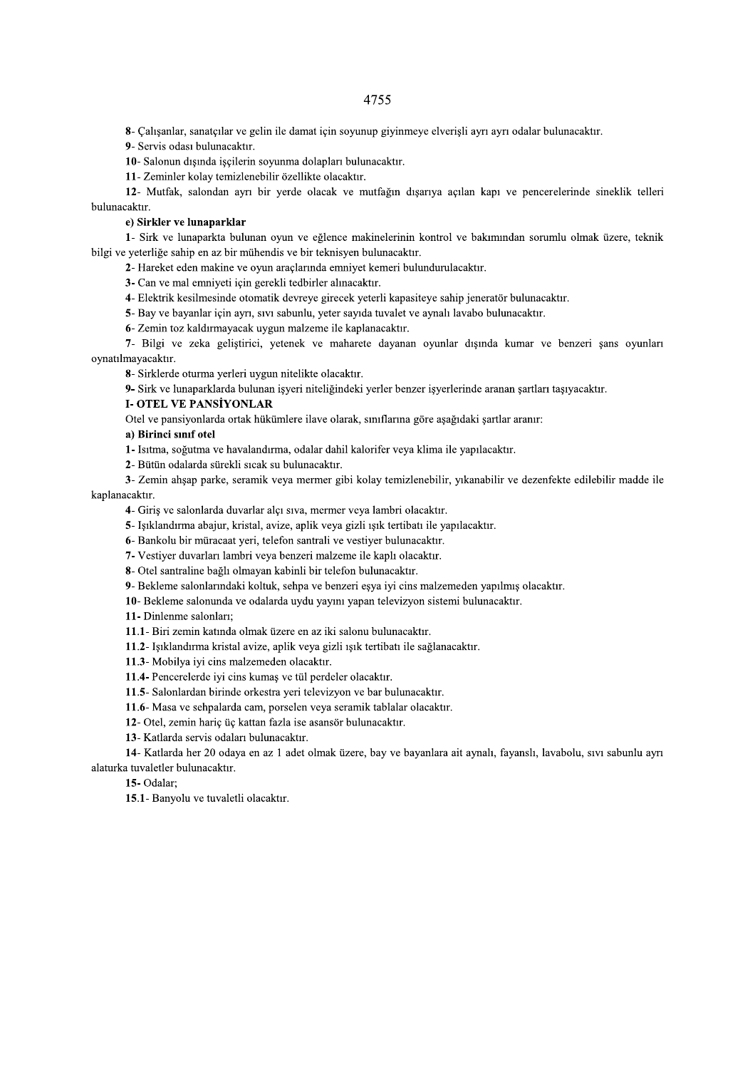**8**- Çalışanlar, sanatçılar ve gelin ile damat için soyunup giyinmeye elverişli ayrı ayrı odalar bulunacaktır.

**9**- Servis odası bulunacaktır.

**10**- Salonun dışında işçilerin soyunma dolapları bulunacaktır.

**11**- Zeminler kolay temizlenebilir özellikte olacaktır.

**12**- Mutfak, salondan ayrı bir yerde olacak ve mutfağın dışarıya açılan kapı ve pencerelerinde sineklik telleri bulunacaktır.

**e) Sirkler ve lunaparklar**

**1**- Sirk ve lunaparkta bulunan oyun ve eğlence makinelerinin kontrol ve bakımından sorumlu olmak üzere, teknik bilgi ve yeterliğe sahip en az bir mühendis ve bir teknisyen bulunacaktır.

**2**- Hareket eden makine ve oyun araçlarında emniyet kemeri bulundurulacaktır.

**3**- Can ve mal emniyeti için gerekli tedbirler alınacaktır.

**4**- Elektrik kesilmesinde otomatik devreye girecek yeterli kapasiteye sahip jeneratör bulunacaktır.

**5**- Bay ve bayanlar için ayrı, sıvı sabunlu, yeter sayıda tuvalet ve aynalı lavabo bulunacaktır.

**6**- Zemin toz kaldırmayacak uygun malzeme ile kaplanacaktır.

**7**- Bilgi ve zeka geliştirici, yetenek ve maharete dayanan oyunlar dışında kumar ve benzeri şans oyunları oynatılmayacaktır.

**8**- Sirklerde oturma yerleri uygun nitelikte olacaktır.

**9**- Sirk ve lunaparklarda bulunan işyeri niteliğindeki yerler benzer işyerlerinde aranan şartları taşıyacaktır.

**I- OTEL VE PANSİYONLAR**

Otel ve pansiyonlarda ortak hükümlere ilave olarak, sınıflarına göre aşağıdaki şartlar aranır:

**a) Birinci sınıf otel**

**1**- Isıtma, soğutma ve havalandırma, odalar dahil kalorifer veya klima ile yapılacaktır.

**2**- Bütün odalarda sürekli sıcak su bulunacaktır.

**3**- Zemin ahşap parke, seramik veya mermer gibi kolay temizlenebilir, yıkanabilir ve dezenfekte edilebilir madde ile kaplanacaktır.

**4**- Giriş ve salonlarda duvarlar alçı sıva, mermer veya lambri olacaktır.

**5**- Işıklandırma abajur, kristal, avize, aplik veya gizli ışık tertibatı ile yapılacaktır.

**6**- Bankolu bir müracaat yeri, telefon santrali ve vestiyer bulunacaktır.

**7**- Vestiyer duvarları lambri veya benzeri malzeme ile kaplı olacaktır.

**8**- Otel santraline bağlı olmayan kabinli bir telefon bulunacaktır.

**9**- Bekleme salonlarındaki koltuk, sehpa ve benzeri eşya iyi cins malzemeden yapılmış olacaktır.

**10**- Bekleme salonunda ve odalarda uydu yayını yapan televizyon sistemi bulunacaktır.

**11**- Dinlenme salonları;

**11.1**- Biri zemin katında olmak üzere en az iki salonu bulunacaktır.

**11.2**- Işıklandırma kristal avize, aplik veya gizli ışık tertibatı ile sağlanacaktır.

**11.3**- Mobilya iyi cins malzemeden olacaktır.

**11.4**- Pencerelerde iyi cins kumaş ve tül perdeler olacaktır.

**11.5**- Salonlardan birinde orkestra yeri televizyon ve bar bulunacaktır.

**11.6**- Masa ve sehpalarda cam, porselen veya seramik tablalar olacaktır.

**12**- Otel, zemin hariç üç kattan fazla ise asansör bulunacaktır.

**13**- Katlarda servis odaları bulunacaktır.

**14**- Katlarda her 20 odaya en az 1 adet olmak üzere, bay ve bayanlara ait aynalı, fayanslı, lavabolu, sıvı sabunlu ayrı alaturka tuvaletler bulunacaktır.

**15**- Odalar;

**15.1**- Banyolu ve tuvaletli olacaktır.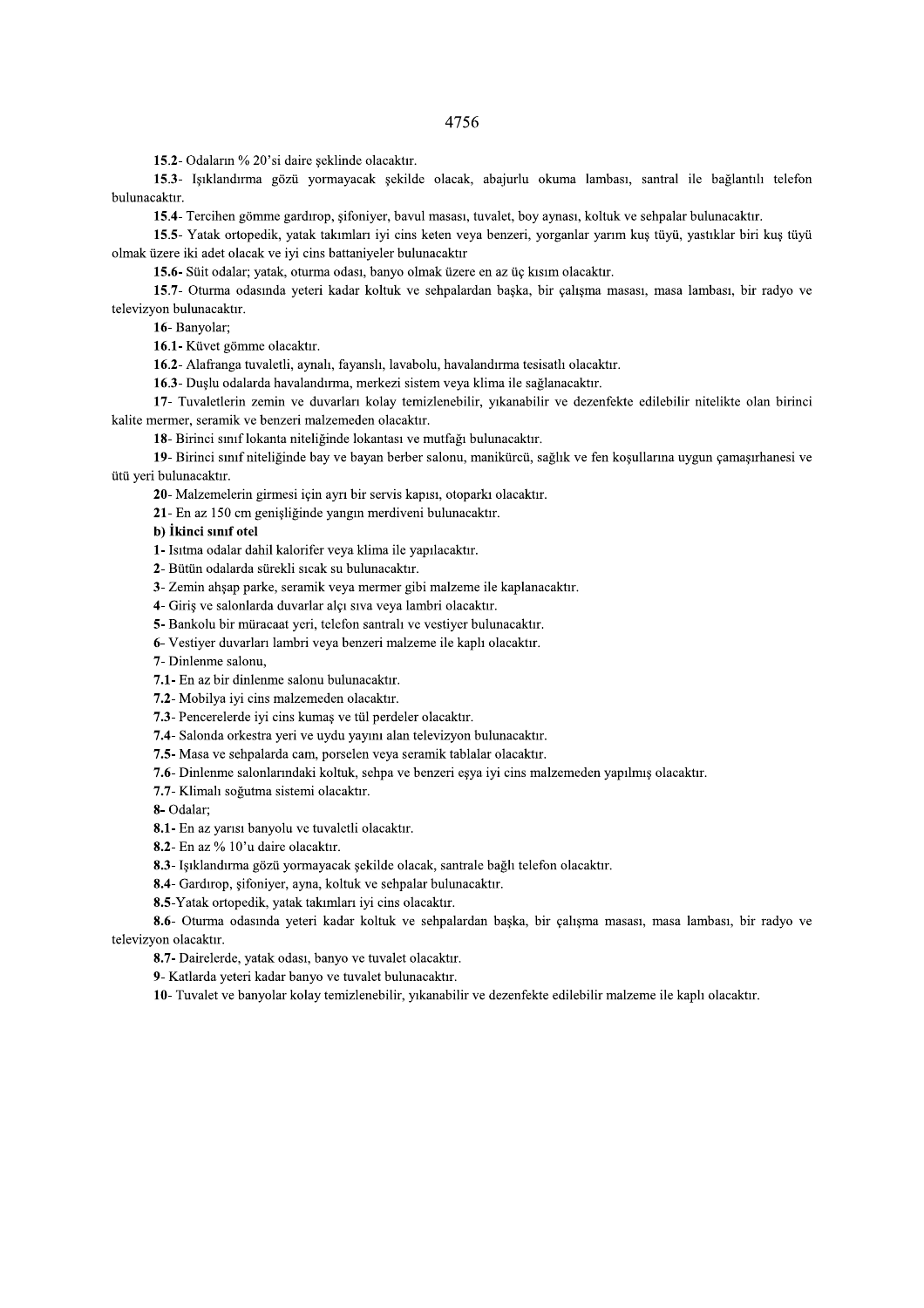**15**.2- Odaların % 20'si daire şeklinde olacaktır.

**15**.3- Işıklandırma gözü yormayacak şekilde olacak, abajurlu okuma lambası, santral ile bağlantılı telefon bulunacaktır.

**15**.4- Tercihen gömme gardırop, şifoniyer, bavul masası, tuvalet, boy aynası, koltuk ve sehpalar bulunacaktır.

**15**.5- Yatak ortopedik, yatak takımları iyi cins keten veya benzeri, yorganlar yarım kuş tüyü, yastıklar biri kuş tüyü olmak üzere iki adet olacak ve iyi cins battaniyeler bulunacaktır

**15.6-** Süit odalar; yatak, oturma odası, banyo olmak üzere en az üç kısım olacaktır.

**15**.7- Oturma odasında yeteri kadar koltuk ve sehpalardan başka, bir çalışma masası, masa lambası, bir radyo ve televizyon bulunacaktır.

**16**- Banyolar;

**16.1-** Küvet gömme olacaktır.

**16**.2- Alafranga tuvaletli, aynalı, fayanslı, lavabolu, havalandırma tesisatlı olacaktır.

**16**.3- Duşlu odalarda havalandırma, merkezi sistem veya klima ile sağlanacaktır.

**17**- Tuvaletlerin zemin ve duvarları kolay temizlenebilir, yıkanabilir ve dezenfekte edilebilir nitelikte olan birinci kalite mermer, seramik ve benzeri malzemeden olacaktır.

**18**- Birinci sınıf lokanta niteliğinde lokantası ve mutfağı bulunacaktır.

**19**- Birinci sınıf niteliğinde bay ve bayan berber salonu, manikürcü, sağlık ve fen koşullarına uygun çamaşırhanesi ve ütü yeri bulunacaktır.

**20**- Malzemelerin girmesi için ayrı bir servis kapısı, otoparkı olacaktır.

**21**- En az 150 cm genişliğinde yangın merdiveni bulunacaktır.

**b) İkinci sınıf otel**

**1-** Isıtma odalar dahil kalorifer veya klima ile yapılacaktır.

**2**- Bütün odalarda sürekli sıcak su bulunacaktır.

**3**- Zemin ahşap parke, seramik veya mermer gibi malzeme ile kaplanacaktır.

**4**- Giriş ve salonlarda duvarlar alçı sıva veya lambri olacaktır.

**5-** Bankolu bir müracaat yeri, telefon santralı ve vestiyer bulunacaktır.

**6**- Vestiyer duvarları lambri veya benzeri malzeme ile kaplı olacaktır.

**7**- Dinlenme salonu,

**7.1-** En az bir dinlenme salonu bulunacaktır.

**7.2**- Mobilya iyi cins malzemeden olacaktır.

**7.3**- Pencerelerde iyi cins kumaş ve tül perdeler olacaktır.

**7.4**- Salonda orkestra yeri ve uydu yayını alan televizyon bulunacaktır.

**7.5-** Masa ve sehpalarda cam, porselen veya seramik tablalar olacaktır.

**7.6**- Dinlenme salonlarındaki koltuk, sehpa ve benzeri eşya iyi cins malzemeden yapılmış olacaktır.

**7.7**- Klimalı soğutma sistemi olacaktır.

**8-** Odalar;

**8.1-** En az yarısı banyolu ve tuvaletli olacaktır.

**8.2**- En az % 10'u daire olacaktır.

**8.3**- Işıklandırma gözü yormayacak şekilde olacak, santrale bağlı telefon olacaktır.

**8.4**- Gardırop, şifoniyer, ayna, koltuk ve sehpalar bulunacaktır.

**8.5**-Yatak ortopedik, yatak takımları iyi cins olacaktır.

**8.6**- Oturma odasında yeteri kadar koltuk ve sehpalardan başka, bir çalışma masası, masa lambası, bir radyo ve televizyon olacaktır.

**8.7-** Dairelerde, yatak odası, banyo ve tuvalet olacaktır.

**9**- Katlarda yeteri kadar banyo ve tuvalet bulunacaktır.

**10**- Tuvalet ve banyolar kolay temizlenebilir, yıkanabilir ve dezenfekte edilebilir malzeme ile kaplı olacaktır.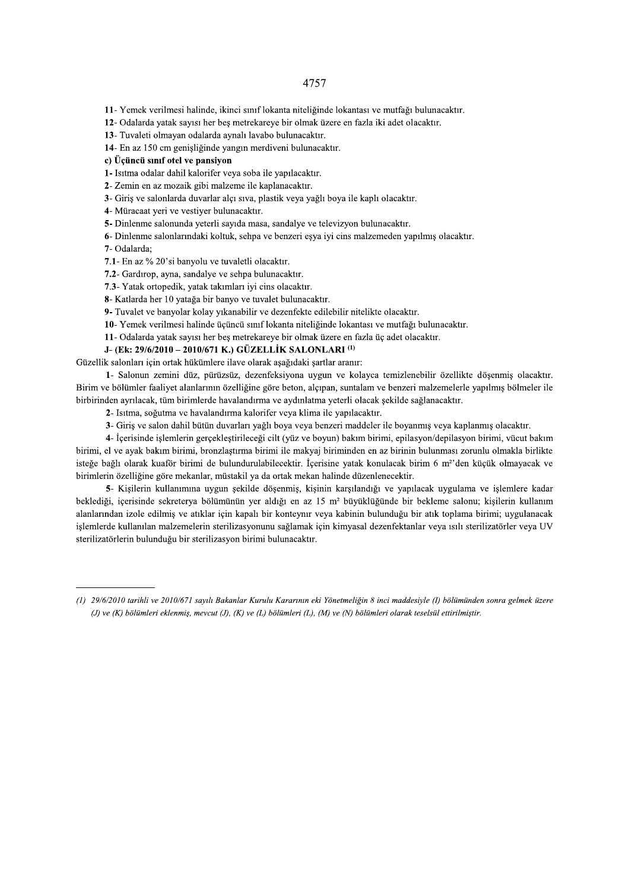**11**- Yemek verilmesi halinde, ikinci sınıf lokanta niteliğinde lokantası ve mutfağı bulunacaktır.

**12**- Odalarda yatak sayısı her beş metrekareye bir olmak üzere en fazla iki adet olacaktır.

**13**- Tuvaleti olmayan odalarda aynalı lavabo bulunacaktır.

**14**- En az 150 cm genişliğinde yangın merdiveni bulunacaktır.

**c) Üçüncü sınıf otel ve pansiyon**

**1-** Isıtma odalar dahil kalorifer veya soba ile yapılacaktır.

**2**- Zemin en az mozaik gibi malzeme ile kaplanacaktır.

**3**- Giriş ve salonlarda duvarlar alçı sıva, plastik veya yağlı boya ile kaplı olacaktır.

**4**- Müracaat yeri ve vestiyer bulunacaktır.

**5-** Dinlenme salonunda yeterli sayıda masa, sandalye ve televizyon bulunacaktır.

**6**- Dinlenme salonlarındaki koltuk, sehpa ve benzeri eşya iyi cins malzemeden yapılmış olacaktır.

**7**- Odalarda;

**7.1**- En az % 20'si banyolu ve tuvaletli olacaktır.

**7.2**- Gardırop, ayna, sandalye ve sehpa bulunacaktır.

**7.3**- Yatak ortopedik, yatak takımları iyi cins olacaktır.

**8**- Katlarda her 10 yatağa bir banyo ve tuvalet bulunacaktır.

**9-** Tuvalet ve banyolar kolay yıkanabilir ve dezenfekte edilebilir nitelikte olacaktır.

**10**- Yemek verilmesi halinde üçüncü sınıf lokanta niteliğinde lokantası ve mutfağı bulunacaktır.

**11**- Odalarda yatak sayısı her beş metrekareye bir olmak üzere en fazla üç adet olacaktır.

**J- (Ek: 29/6/2010 – 2010/671 K.) GÜZELLİK SALONLARI [1]**

Güzellik salonları için ortak hükümlere ilave olarak aşağıdaki şartlar aranır:

**1**- Salonun zemini düz, pürüzsüz, dezenfeksiyona uygun ve kolayca temizlenebilir özellikte döşenmiş olacaktır. Birim ve bölümler faaliyet alanlarının özelliğine göre beton, alçıpan, suntalam ve benzeri malzemelerle yapılmış bölmeler ile birbirinden ayrılacak, tüm birimlerde havalandırma ve aydınlatma yeterli olacak şekilde sağlanacaktır.

**2**- Isıtma, soğutma ve havalandırma kalorifer veya klima ile yapılacaktır.

**3**- Giriş ve salon dahil bütün duvarları yağlı boya veya benzeri maddeler ile boyanmış veya kaplanmış olacaktır.

**4**- İçerisinde işlemlerin gerçekleştirileceği cilt (yüz ve boyun) bakım birimi, epilasyon/depilasyon birimi, vücut bakım birimi, el ve ayak bakım birimi, bronzlaştırma birimi ile makyaj biriminden en az birinin bulunması zorunlu olmakla birlikte isteğe bağlı olarak kuaför birimi de bulundurulabilecektir. İçerisine yatak konulacak birim 6 m²'den küçük olmayacak ve birimlerin özelliğine göre mekanlar, müstakil ya da ortak mekan halinde düzenlenecektir.

**5**- Kişilerin kullanımına uygun şekilde döşenmiş, kişinin karşılandığı ve yapılacak uygulama ve işlemlere kadar beklediği, içerisinde sekreterya bölümünün yer aldığı en az 15 m² büyüklüğünde bir bekleme salonu; kişilerin kullanım alanlarından izole edilmiş ve atıklar için kapalı bir konteynır veya kabinin bulunduğu bir atık toplama birimi; uygulanacak işlemlerde kullanılan malzemelerin sterilizasyonunu sağlamak için kimyasal dezenfektanlar veya ısılı sterilizatörler veya UV sterilizatörlerin bulunduğu bir sterilizasyon birimi bulunacaktır.

---

*(1) 29/6/2010 tarihli ve 2010/671 sayılı Bakanlar Kurulu Kararının eki Yönetmeliğin 8 inci maddesiyle (I) bölümünden sonra gelmek üzere (J) ve (K) bölümleri eklenmiş, mevcut (J), (K) ve (L) bölümleri (L), (M) ve (N) bölümleri olarak teselsül ettirilmiştir.*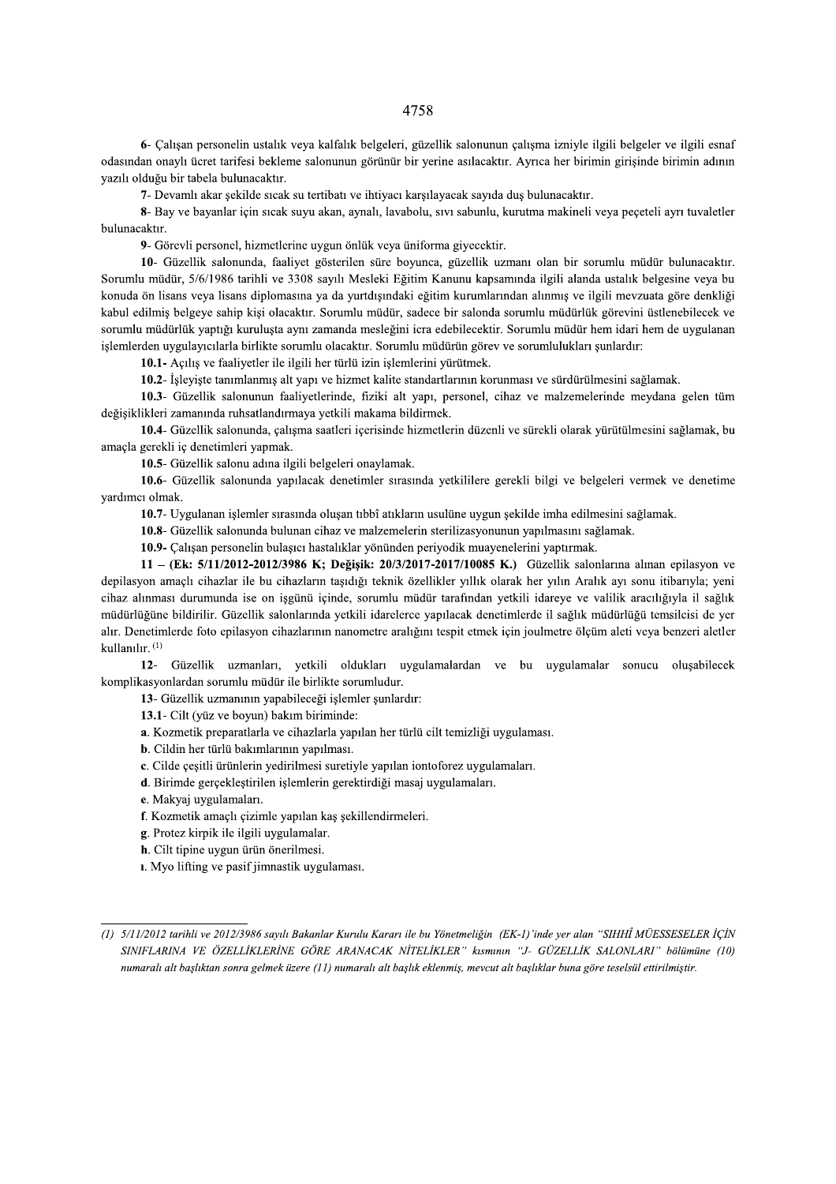6- Çalışan personelin ustalık veya kalfalık belgeleri, güzellik salonunun çalışma izniyle ilgili belgeler ve ilgili esnaf odasından onaylı ücret tarifesi bekleme salonunun görünür bir yerine asılacaktır. Ayrıca her birimin girişinde birimin adının yazılı olduğu bir tabela bulunacaktır.

7- Devamlı akar şekilde sıcak su tertibatı ve ihtiyacı karşılayacak sayıda duş bulunacaktır.

8- Bay ve bayanlar için sıcak suyu akan, aynalı, lavabolu, sıvı sabunlu, kurutma makineli veya peçeteli ayrı tuvaletler bulunacaktır.

9- Görevli personel, hizmetlerine uygun önlük veya üniforma giyecektir.

10- Güzellik salonunda, faaliyet gösterilen süre boyunca, güzellik uzmanı olan bir sorumlu müdür bulunacaktır. Sorumlu müdür, 5/6/1986 tarihli ve 3308 sayılı Mesleki Eğitim Kanunu kapsamında ilgili alanda ustalık belgesine veya bu konuda ön lisans veya lisans diplomasına ya da yurtdışındaki eğitim kurumlarından alınmış ve ilgili mevzuata göre denkliği kabul edilmiş belgeye sahip kişi olacaktır. Sorumlu müdür, sadece bir salonda sorumlu müdürlük görevini üstlenebilecek ve sorumlu müdürlük yaptığı kuruluşta aynı zamanda mesleğini icra edebilecektir. Sorumlu müdür hem idari hem de uygulanan işlemlerden uygulayıcılarla birlikte sorumlu olacaktır. Sorumlu müdürün görev ve sorumlulukları şunlardır:

**10.1-** Açılış ve faaliyetler ile ilgili her türlü izin işlemlerini yürütmek.

**10.2**- İşleyişte tanımlanmış alt yapı ve hizmet kalite standartlarının korunması ve sürdürülmesini sağlamak.

**10.3**- Güzellik salonunun faaliyetlerinde, fiziki alt yapı, personel, cihaz ve malzemelerinde meydana gelen tüm değişiklikleri zamanında ruhsatlandırmaya yetkili makama bildirmek.

**10.4**- Güzellik salonunda, çalışma saatleri içerisinde hizmetlerin düzenli ve sürekli olarak yürütülmesini sağlamak, bu amaçla gerekli iç denetimleri yapmak.

**10.5**- Güzellik salonu adına ilgili belgeleri onaylamak.

**10.6**- Güzellik salonunda yapılacak denetimler sırasında yetkililere gerekli bilgi ve belgeleri vermek ve denetime yardımcı olmak.

**10.7**- Uygulanan işlemler sırasında oluşan tıbbî atıkların usulüne uygun şekilde imha edilmesini sağlamak.

**10.8**- Güzellik salonunda bulunan cihaz ve malzemelerin sterilizasyonunun yapılmasını sağlamak.

**10.9-** Çalışan personelin bulaşıcı hastalıklar yönünden periyodik muayenelerini yaptırmak.

**11 – (Ek: 5/11/2012-2012/3986 K; Değişik: 20/3/2017-2017/10085 K.)** Güzellik salonlarına alınan epilasyon ve depilasyon amaçlı cihazlar ile bu cihazların taşıdığı teknik özellikler yıllık olarak her yılın Aralık ayı sonu itibarıyla; yeni cihaz alınması durumunda ise on işgünü içinde, sorumlu müdür tarafından yetkili idareye ve valilik aracılığıyla il sağlık müdürlüğüne bildirilir. Güzellik salonlarında yetkili idarelerce yapılacak denetimlerde il sağlık müdürlüğü temsilcisi de yer alır. Denetimlerde foto epilasyon cihazlarının nanometre aralığını tespit etmek için joulmetre ölçüm aleti veya benzeri aletler kullanılır. [1]

**12**- Güzellik uzmanları, yetkili oldukları uygulamalardan ve bu uygulamalar sonucu oluşabilecek komplikasyonlardan sorumlu müdür ile birlikte sorumludur.

**13**- Güzellik uzmanının yapabileceği işlemler şunlardır:

**13.1**- Cilt (yüz ve boyun) bakım biriminde:

**a**. Kozmetik preparatlarla ve cihazlarla yapılan her türlü cilt temizliği uygulaması.

**b**. Cildin her türlü bakımlarının yapılması.

**c**. Cilde çeşitli ürünlerin yedirilmesi suretiyle yapılan iontoforez uygulamaları.

**d**. Birimde gerçekleştirilen işlemlerin gerektirdiği masaj uygulamaları.

**e**. Makyaj uygulamaları.

**f**. Kozmetik amaçlı çizimle yapılan kaş şekillendirmeleri.

**g**. Protez kirpik ile ilgili uygulamalar.

**h**. Cilt tipine uygun ürün önerilmesi.

**ı**. Myo lifting ve pasif jimnastik uygulaması.

---

*(1) 5/11/2012 tarihli ve 2012/3986 sayılı Bakanlar Kurulu Kararı ile bu Yönetmeliğin (EK-1)'inde yer alan "SIHHÎ MÜESSESELER İÇİN SINIFLARINA VE ÖZELLİKLERİNE GÖRE ARANACAK NİTELİKLER" kısmının "J- GÜZELLİK SALONLARI" bölümüne (10) numaralı alt başlıktan sonra gelmek üzere (11) numaralı alt başlık eklenmiş, mevcut alt başlıklar buna göre teselsül ettirilmiştir.*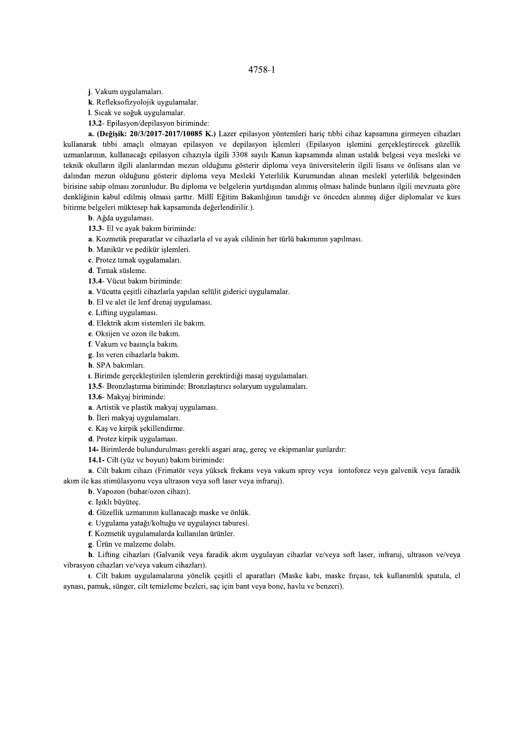**j**. Vakum uygulamaları.

**k**. Refleksofizyolojik uygulamalar.

**l**. Sıcak ve soğuk uygulamalar.

**13.2**- Epilasyon/depilasyon biriminde:

**a. (Değişik: 20/3/2017-2017/10085 K.)** Lazer epilasyon yöntemleri hariç tıbbi cihaz kapsamına girmeyen cihazları kullanarak tıbbi amaçlı olmayan epilasyon ve depilasyon işlemleri (Epilasyon işlemini gerçekleştirecek güzellik uzmanlarının, kullanacağı epilasyon cihazıyla ilgili 3308 sayılı Kanun kapsamında alınan ustalık belgesi veya mesleki ve teknik okulların ilgili alanlarından mezun olduğunu gösterir diploma veya üniversitelerin ilgili lisans ve önlisans alan ve dalından mezun olduğunu gösterir diploma veya Meslekî Yeterlilik Kurumundan alınan meslekî yeterlilik belgesinden birisine sahip olması zorunludur. Bu diploma ve belgelerin yurtdışından alınmış olması halinde bunların ilgili mevzuata göre denkliğinin kabul edilmiş olması şarttır. Millî Eğitim Bakanlığının tanıdığı ve önceden alınmış diğer diplomalar ve kurs bitirme belgeleri müktesep hak kapsamında değerlendirilir.).

**b**. Ağda uygulaması.

**13.3**- El ve ayak bakım biriminde:

**a**. Kozmetik preparatlar ve cihazlarla el ve ayak cildinin her türlü bakımının yapılması.

**b**. Manikür ve pedikür işlemleri.

**c**. Protez tırnak uygulamaları.

**d**. Tırnak süsleme.

**13.4**- Vücut bakım biriminde:

**a**. Vücutta çeşitli cihazlarla yapılan selülit giderici uygulamalar.

**b**. El ve alet ile lenf drenaj uygulaması.

**c**. Lifting uygulaması.

**d**. Elektrik akım sistemleri ile bakım.

**e**. Oksijen ve ozon ile bakım.

**f**. Vakum ve basınçla bakım.

**g**. Isı veren cihazlarla bakım.

**h**. SPA bakımları.

**ı**. Birimde gerçekleştirilen işlemlerin gerektirdiği masaj uygulamaları.

**13.5**- Bronzlaştırma biriminde: Bronzlaştırıcı solaryum uygulamaları.

**13.6**- Makyaj biriminde:

**a**. Artistik ve plastik makyaj uygulaması.

**b**. İleri makyaj uygulamaları.

**c**. Kaş ve kirpik şekillendirme.

**d**. Protez kirpik uygulaması.

**14-** Birimlerde bulundurulması gerekli asgari araç, gereç ve ekipmanlar şunlardır:

**14.1-** Cilt (yüz ve boyun) bakım biriminde:

**a**. Cilt bakım cihazı (Frimatör veya yüksek frekans veya vakum sprey veya iontoforez veya galvenik veya faradik akım ile kas stimülasyonu veya ultrason veya soft laser veya infraruj).

**b**. Vapozon (buhar/ozon cihazı).

**c**. Işıklı büyüteç.

**d**. Güzellik uzmanının kullanacağı maske ve önlük.

**e**. Uygulama yatağı/koltuğu ve uygulayıcı taburesi.

**f**. Kozmetik uygulamalarda kullanılan ürünler.

**g**. Ürün ve malzeme dolabı.

**h**. Lifting cihazları (Galvanik veya faradik akım uygulayan cihazlar ve/veya soft laser, infraruj, ultrason ve/veya vibrasyon cihazları ve/veya vakum cihazları).

**ı**. Cilt bakım uygulamalarına yönelik çeşitli el aparatları (Maske kabı, maske fırçası, tek kullanımlık spatula, el aynası, pamuk, sünger, cilt temizleme bezleri, saç için bant veya bone, havlu ve benzeri).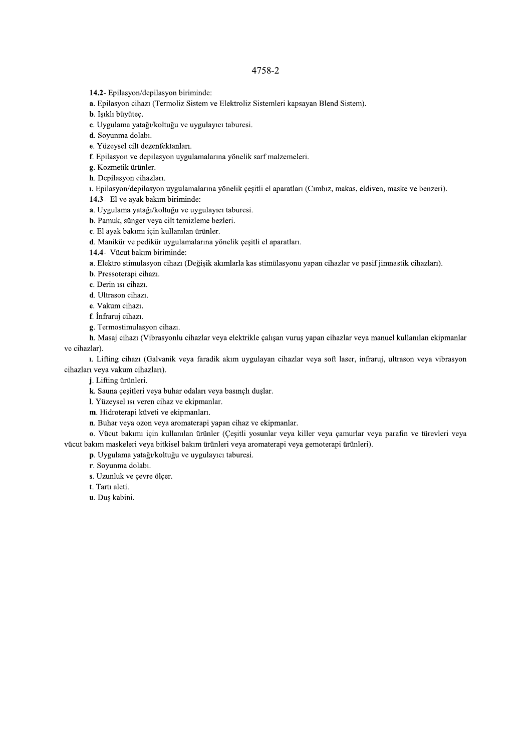4758-2

**14.2**- Epilasyon/depilasyon biriminde:

**a**. Epilasyon cihazı (Termoliz Sistem ve Elektroliz Sistemleri kapsayan Blend Sistem).

**b**. Işıklı büyüteç.

**c**. Uygulama yatağı/koltuğu ve uygulayıcı taburesi.

**d**. Soyunma dolabı.

**e**. Yüzeysel cilt dezenfektanları.

**f**. Epilasyon ve depilasyon uygulamalarına yönelik sarf malzemeleri.

**g**. Kozmetik ürünler.

**h**. Depilasyon cihazları.

**ı**. Epilasyon/depilasyon uygulamalarına yönelik çeşitli el aparatları (Cımbız, makas, eldiven, maske ve benzeri).

**14.3**- El ve ayak bakım biriminde:

**a**. Uygulama yatağı/koltuğu ve uygulayıcı taburesi.

**b**. Pamuk, sünger veya cilt temizleme bezleri.

**c**. El ayak bakımı için kullanılan ürünler.

**d**. Manikür ve pedikür uygulamalarına yönelik çeşitli el aparatları.

**14.4**- Vücut bakım biriminde:

**a**. Elektro stimulasyon cihazı (Değişik akımlarla kas stimülasyonu yapan cihazlar ve pasif jimnastik cihazları).

**b**. Pressoterapi cihazı.

**c**. Derin ısı cihazı.

**d**. Ultrason cihazı.

**e**. Vakum cihazı.

**f**. İnfraruj cihazı.

**g**. Termostimulasyon cihazı.

**h**. Masaj cihazı (Vibrasyonlu cihazlar veya elektrikle çalışan vuruş yapan cihazlar veya manuel kullanılan ekipmanlar ve cihazlar).

**ı**. Lifting cihazı (Galvanik veya faradik akım uygulayan cihazlar veya soft laser, infraruj, ultrason veya vibrasyon cihazları veya vakum cihazları).

**j**. Lifting ürünleri.

**k**. Sauna çeşitleri veya buhar odaları veya basınçlı duşlar.

**l**. Yüzeysel ısı veren cihaz ve ekipmanlar.

**m**. Hidroterapi küveti ve ekipmanları.

**n**. Buhar veya ozon veya aromaterapi yapan cihaz ve ekipmanlar.

**o**. Vücut bakımı için kullanılan ürünler (Çeşitli yosunlar veya killer veya çamurlar veya parafin ve türevleri veya vücut bakım maskeleri veya bitkisel bakım ürünleri veya aromaterapi veya gemoterapi ürünleri).

**p**. Uygulama yatağı/koltuğu ve uygulayıcı taburesi.

**r**. Soyunma dolabı.

**s**. Uzunluk ve çevre ölçer.

**t**. Tartı aleti.

**u**. Duş kabini.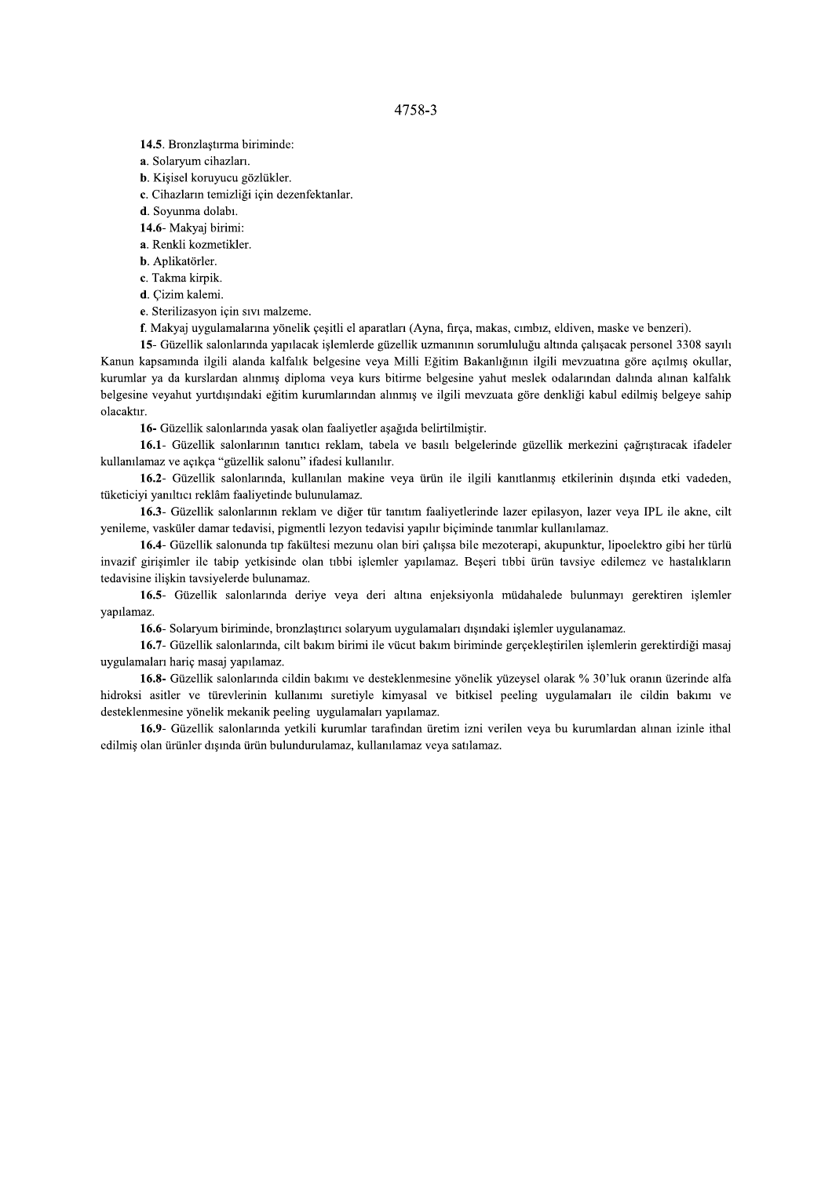**14.5**. Bronzlaştırma biriminde:

**a**. Solaryum cihazları.

**b**. Kişisel koruyucu gözlükler.

**c**. Cihazların temizliği için dezenfektanlar.

**d**. Soyunma dolabı.

**14.6**- Makyaj birimi:

**a**. Renkli kozmetikler.

**b**. Aplikatörler.

**c**. Takma kirpik.

**d**. Çizim kalemi.

**e**. Sterilizasyon için sıvı malzeme.

**f**. Makyaj uygulamalarına yönelik çeşitli el aparatları (Ayna, fırça, makas, cımbız, eldiven, maske ve benzeri).

**15**- Güzellik salonlarında yapılacak işlemlerde güzellik uzmanının sorumluluğu altında çalışacak personel 3308 sayılı Kanun kapsamında ilgili alanda kalfalık belgesine veya Milli Eğitim Bakanlığının ilgili mevzuatına göre açılmış okullar, kurumlar ya da kurslardan alınmış diploma veya kurs bitirme belgesine yahut meslek odalarından dalında alınan kalfalık belgesine veyahut yurtdışındaki eğitim kurumlarından alınmış ve ilgili mevzuata göre denkliği kabul edilmiş belgeye sahip olacaktır.

**16**- Güzellik salonlarında yasak olan faaliyetler aşağıda belirtilmiştir.

**16.1**- Güzellik salonlarının tanıtıcı reklam, tabela ve basılı belgelerinde güzellik merkezini çağrıştıracak ifadeler kullanılamaz ve açıkça "güzellik salonu" ifadesi kullanılır.

**16.2**- Güzellik salonlarında, kullanılan makine veya ürün ile ilgili kanıtlanmış etkilerinin dışında etki vadeden, tüketiciyi yanıltıcı reklâm faaliyetinde bulunulamaz.

**16.3**- Güzellik salonlarının reklam ve diğer tür tanıtım faaliyetlerinde lazer epilasyon, lazer veya IPL ile akne, cilt yenileme, vasküler damar tedavisi, pigmentli lezyon tedavisi yapılır biçiminde tanımlar kullanılamaz.

**16.4**- Güzellik salonunda tıp fakültesi mezunu olan biri çalışsa bile mezoterapi, akupunktur, lipoelektro gibi her türlü invazif girişimler ile tabip yetkisinde olan tıbbi işlemler yapılamaz. Beşeri tıbbi ürün tavsiye edilemez ve hastalıkların tedavisine ilişkin tavsiyelerde bulunamaz.

**16.5**- Güzellik salonlarında deriye veya deri altına enjeksiyonla müdahalede bulunmayı gerektiren işlemler yapılamaz.

**16.6**- Solaryum biriminde, bronzlaştırıcı solaryum uygulamaları dışındaki işlemler uygulanamaz.

**16.7**- Güzellik salonlarında, cilt bakım birimi ile vücut bakım biriminde gerçekleştirilen işlemlerin gerektirdiği masaj uygulamaları hariç masaj yapılamaz.

**16.8**- Güzellik salonlarında cildin bakımı ve desteklenmesine yönelik yüzeysel olarak % 30'luk oranın üzerinde alfa hidroksi asitler ve türevlerinin kullanımı suretiyle kimyasal ve bitkisel peeling uygulamaları ile cildin bakımı ve desteklenmesine yönelik mekanik peeling uygulamaları yapılamaz.

**16.9**- Güzellik salonlarında yetkili kurumlar tarafından üretim izni verilen veya bu kurumlardan alınan izinle ithal edilmiş olan ürünler dışında ürün bulundurulamaz, kullanılamaz veya satılamaz.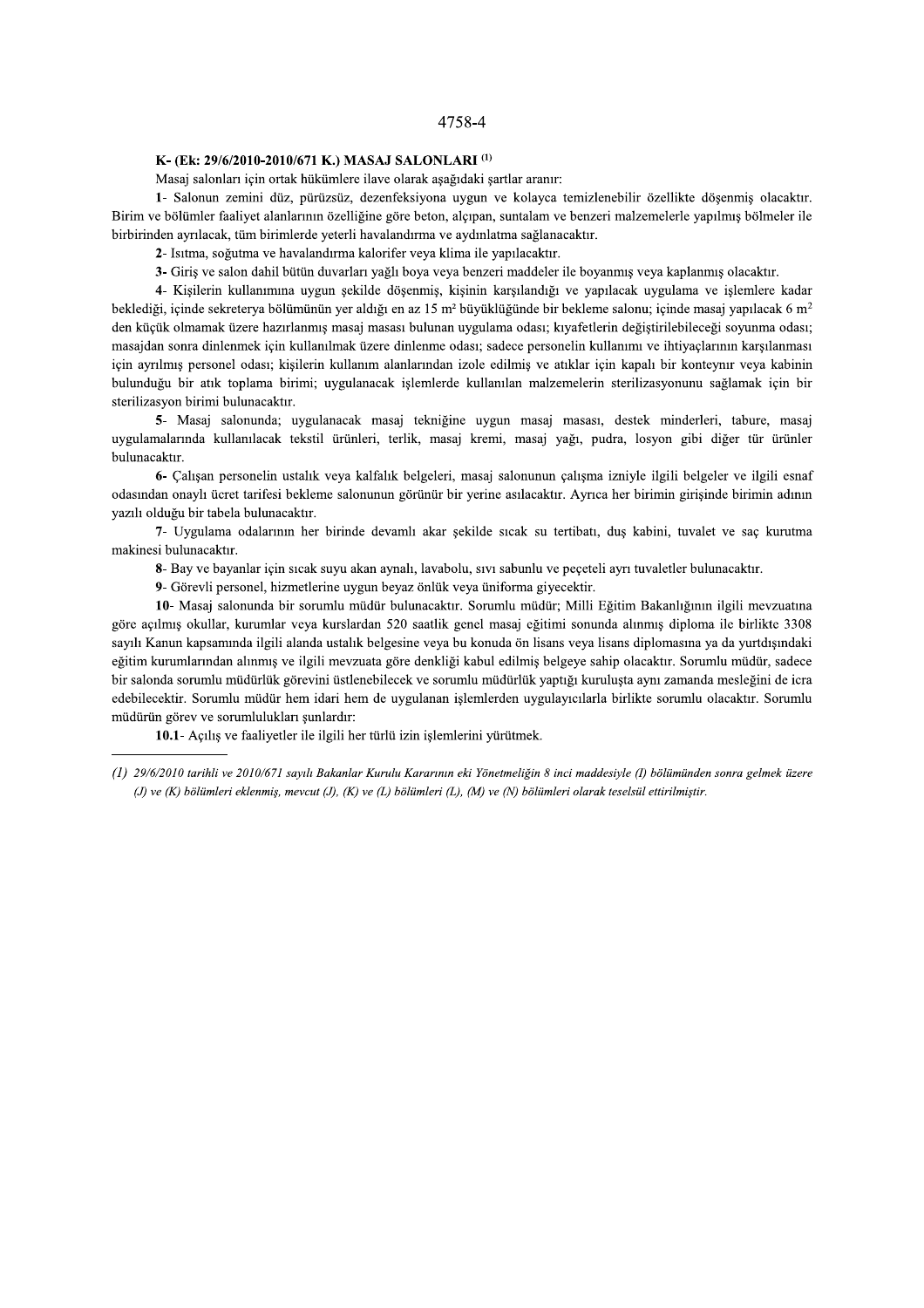**K- (Ek: 29/6/2010-2010/671 K.) MASAJ SALONLARI** [1]

Masaj salonları için ortak hükümlere ilave olarak aşağıdaki şartlar aranır:

**1**- Salonun zemini düz, pürüzsüz, dezenfeksiyona uygun ve kolayca temizlenebilir özellikte döşenmiş olacaktır. Birim ve bölümler faaliyet alanlarının özelliğine göre beton, alçıpan, suntalam ve benzeri malzemelerle yapılmış bölmeler ile birbirinden ayrılacak, tüm birimlerde yeterli havalandırma ve aydınlatma sağlanacaktır.

**2**- Isıtma, soğutma ve havalandırma kalorifer veya klima ile yapılacaktır.

**3-** Giriş ve salon dahil bütün duvarları yağlı boya veya benzeri maddeler ile boyanmış veya kaplanmış olacaktır.

**4**- Kişilerin kullanımına uygun şekilde döşenmiş, kişinin karşılandığı ve yapılacak uygulama ve işlemlere kadar beklediği, içinde sekreterya bölümünün yer aldığı en az 15 m² büyüklüğünde bir bekleme salonu; içinde masaj yapılacak 6 m² den küçük olmamak üzere hazırlanmış masaj masası bulunan uygulama odası; kıyafetlerin değiştirilebileceği soyunma odası; masajdan sonra dinlenmek için kullanılmak üzere dinlenme odası; sadece personelin kullanımı ve ihtiyaçlarının karşılanması için ayrılmış personel odası; kişilerin kullanım alanlarından izole edilmiş ve atıklar için kapalı bir konteynır veya kabinin bulunduğu bir atık toplama birimi; uygulanacak işlemlerde kullanılan malzemelerin sterilizasyonunu sağlamak için bir sterilizasyon birimi bulunacaktır.

**5**- Masaj salonunda; uygulanacak masaj tekniğine uygun masaj masası, destek minderleri, tabure, masaj uygulamalarında kullanılacak tekstil ürünleri, terlik, masaj kremi, masaj yağı, pudra, losyon gibi diğer tür ürünler bulunacaktır.

**6-** Çalışan personelin ustalık veya kalfalık belgeleri, masaj salonunun çalışma izniyle ilgili belgeler ve ilgili esnaf odasından onaylı ücret tarifesi bekleme salonunun görünür bir yerine asılacaktır. Ayrıca her birimin girişinde birimin adının yazılı olduğu bir tabela bulunacaktır.

**7**- Uygulama odalarının her birinde devamlı akar şekilde sıcak su tertibatı, duş kabini, tuvalet ve saç kurutma makinesi bulunacaktır.

**8**- Bay ve bayanlar için sıcak suyu akan aynalı, lavabolu, sıvı sabunlu ve peçeteli ayrı tuvaletler bulunacaktır.

**9**- Görevli personel, hizmetlerine uygun beyaz önlük veya üniforma giyecektir.

**10**- Masaj salonunda bir sorumlu müdür bulunacaktır. Sorumlu müdür; Milli Eğitim Bakanlığının ilgili mevzuatına göre açılmış okullar, kurumlar veya kurslardan 520 saatlik genel masaj eğitimi sonunda alınmış diploma ile birlikte 3308 sayılı Kanun kapsamında ilgili alanda ustalık belgesine veya bu konuda ön lisans veya lisans diplomasına ya da yurtdışındaki eğitim kurumlarından alınmış ve ilgili mevzuata göre denkliği kabul edilmiş belgeye sahip olacaktır. Sorumlu müdür, sadece bir salonda sorumlu müdürlük görevini üstlenebilecek ve sorumlu müdürlük yaptığı kuruluşta aynı zamanda mesleğini de icra edebilecektir. Sorumlu müdür hem idari hem de uygulanan işlemlerden uygulayıcılarla birlikte sorumlu olacaktır. Sorumlu müdürün görev ve sorumlulukları şunlardır:

**10.1**- Açılış ve faaliyetler ile ilgili her türlü izin işlemlerini yürütmek.

---

*(1) 29/6/2010 tarihli ve 2010/671 sayılı Bakanlar Kurulu Kararının eki Yönetmeliğin 8 inci maddesiyle (I) bölümünden sonra gelmek üzere (J) ve (K) bölümleri eklenmiş, mevcut (J), (K) ve (L) bölümleri (L), (M) ve (N) bölümleri olarak teselsül ettirilmiştir.*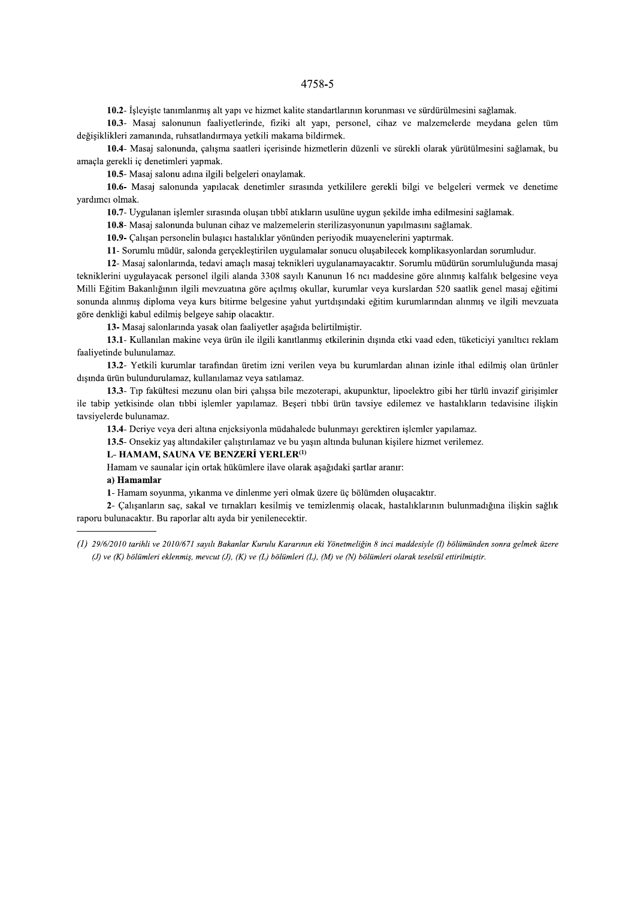**10.2**- İşleyişte tanımlanmış alt yapı ve hizmet kalite standartlarının korunması ve sürdürülmesini sağlamak.

**10.3**- Masaj salonunun faaliyetlerinde, fiziki alt yapı, personel, cihaz ve malzemelerde meydana gelen tüm değişiklikleri zamanında, ruhsatlandırmaya yetkili makama bildirmek.

**10.4**- Masaj salonunda, çalışma saatleri içerisinde hizmetlerin düzenli ve sürekli olarak yürütülmesini sağlamak, bu amaçla gerekli iç denetimleri yapmak.

**10.5**- Masaj salonu adına ilgili belgeleri onaylamak.

**10.6**- Masaj salonunda yapılacak denetimler sırasında yetkililere gerekli bilgi ve belgeleri vermek ve denetime yardımcı olmak.

**10.7**- Uygulanan işlemler sırasında oluşan tıbbî atıkların usulüne uygun şekilde imha edilmesini sağlamak.

**10.8**- Masaj salonunda bulunan cihaz ve malzemelerin sterilizasyonunun yapılmasını sağlamak.

**10.9**- Çalışan personelin bulaşıcı hastalıklar yönünden periyodik muayenelerini yaptırmak.

**11**- Sorumlu müdür, salonda gerçekleştirilen uygulamalar sonucu oluşabilecek komplikasyonlardan sorumludur.

**12**- Masaj salonlarında, tedavi amaçlı masaj teknikleri uygulanamayacaktır. Sorumlu müdürün sorumluluğunda masaj tekniklerini uygulayacak personel ilgili alanda 3308 sayılı Kanunun 16 ncı maddesine göre alınmış kalfalık belgesine veya Milli Eğitim Bakanlığının ilgili mevzuatına göre açılmış okullar, kurumlar veya kurslardan 520 saatlik genel masaj eğitimi sonunda alınmış diploma veya kurs bitirme belgesine yahut yurtdışındaki eğitim kurumlarından alınmış ve ilgili mevzuata göre denkliği kabul edilmiş belgeye sahip olacaktır.

**13**- Masaj salonlarında yasak olan faaliyetler aşağıda belirtilmiştir.

**13.1**- Kullanılan makine veya ürün ile ilgili kanıtlanmış etkilerinin dışında etki vaad eden, tüketiciyi yanıltıcı reklam faaliyetinde bulunulamaz.

**13.2**- Yetkili kurumlar tarafından üretim izni verilen veya bu kurumlardan alınan izinle ithal edilmiş olan ürünler dışında ürün bulundurulamaz, kullanılamaz veya satılamaz.

**13.3**- Tıp fakültesi mezunu olan biri çalışsa bile mezoterapi, akupunktur, lipoelektro gibi her türlü invazif girişimler ile tabip yetkisinde olan tıbbi işlemler yapılamaz. Beşeri tıbbi ürün tavsiye edilemez ve hastalıkların tedavisine ilişkin tavsiyelerde bulunamaz.

**13.4**- Deriye veya deri altına enjeksiyonla müdahalede bulunmayı gerektiren işlemler yapılamaz.

**13.5**- Onsekiz yaş altındakiler çalıştırılamaz ve bu yaşın altında bulunan kişilere hizmet verilemez.

**L- HAMAM, SAUNA VE BENZERİ YERLER(1)**

Hamam ve saunalar için ortak hükümlere ilave olarak aşağıdaki şartlar aranır:

**a) Hamamlar**

**1**- Hamam soyunma, yıkanma ve dinlenme yeri olmak üzere üç bölümden oluşacaktır.

**2**- Çalışanların saç, sakal ve tırnakları kesilmiş ve temizlenmiş olacak, hastalıklarının bulunmadığına ilişkin sağlık raporu bulunacaktır. Bu raporlar altı ayda bir yenilenecektir.

---

*(1) 29/6/2010 tarihli ve 2010/671 sayılı Bakanlar Kurulu Kararının eki Yönetmeliğin 8 inci maddesiyle (I) bölümünden sonra gelmek üzere (J) ve (K) bölümleri eklenmiş, mevcut (J), (K) ve (L) bölümleri (L), (M) ve (N) bölümleri olarak teselsül ettirilmiştir.*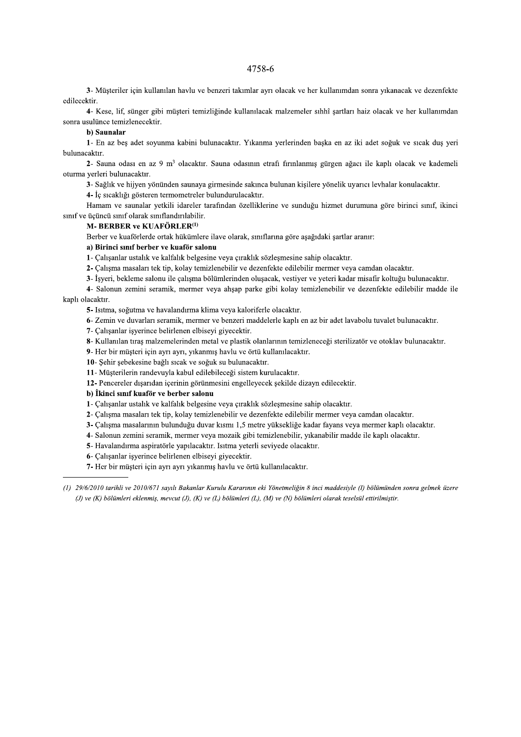3- Müşteriler için kullanılan havlu ve benzeri takımlar ayrı olacak ve her kullanımdan sonra yıkanacak ve dezenfekte edilecektir.

4- Kese, lif, sünger gibi müşteri temizliğinde kullanılacak malzemeler sıhhî şartları haiz olacak ve her kullanımdan sonra usulünce temizlenecektir.

**b) Saunalar**

1- En az beş adet soyunma kabini bulunacaktır. Yıkanma yerlerinden başka en az iki adet soğuk ve sıcak duş yeri bulunacaktır.

2- Sauna odası en az 9 $m^3$ olacaktır. Sauna odasının etrafı fırınlanmış gürgen ağacı ile kaplı olacak ve kademeli oturma yerleri bulunacaktır.

3- Sağlık ve hijyen yönünden saunaya girmesinde sakınca bulunan kişilere yönelik uyarıcı levhalar konulacaktır.

**4-** İç sıcaklığı gösteren termometreler bulundurulacaktır.

Hamam ve saunalar yetkili idareler tarafından özelliklerine ve sunduğu hizmet durumuna göre birinci sınıf, ikinci sınıf ve üçüncü sınıf olarak sınıflandırılabilir.

**M- BERBER ve KUAFÖRLER[1]**

Berber ve kuaförlerde ortak hükümlere ilave olarak, sınıflarına göre aşağıdaki şartlar aranır:

**a) Birinci sınıf berber ve kuaför salonu**

**1**- Çalışanlar ustalık ve kalfalık belgesine veya çıraklık sözleşmesine sahip olacaktır.

**2-** Çalışma masaları tek tip, kolay temizlenebilir ve dezenfekte edilebilir mermer veya camdan olacaktır.

3- İşyeri, bekleme salonu ile çalışma bölümlerinden oluşacak, vestiyer ve yeteri kadar misafir koltuğu bulunacaktır.

4- Salonun zemini seramik, mermer veya ahşap parke gibi kolay temizlenebilir ve dezenfekte edilebilir madde ile kaplı olacaktır.

**5-** Isıtma, soğutma ve havalandırma klima veya kaloriferle olacaktır.

**6**- Zemin ve duvarları seramik, mermer ve benzeri maddelerle kaplı en az bir adet lavabolu tuvalet bulunacaktır.

**7**- Çalışanlar işyerince belirlenen elbiseyi giyecektir.

**8**- Kullanılan tıraş malzemelerinden metal ve plastik olanlarının temizleneceği sterilizatör ve otoklav bulunacaktır.

**9**- Her bir müşteri için ayrı ayrı, yıkanmış havlu ve örtü kullanılacaktır.

**10**- Şehir şebekesine bağlı sıcak ve soğuk su bulunacaktır.

**11**- Müşterilerin randevuyla kabul edilebileceği sistem kurulacaktır.

**12-** Pencereler dışarıdan içerinin görünmesini engelleyecek şekilde dizayn edilecektir.

**b) İkinci sınıf kuaför ve berber salonu**

1- Çalışanlar ustalık ve kalfalık belgesine veya çıraklık sözleşmesine sahip olacaktır.

**2-** Çalışma masaları tek tip, kolay temizlenebilir ve dezenfekte edilebilir mermer veya camdan olacaktır.

**3-** Çalışma masalarının bulunduğu duvar kısmı 1,5 metre yüksekliğe kadar fayans veya mermer kaplı olacaktır.

4- Salonun zemini seramik, mermer veya mozaik gibi temizlenebilir, yıkanabilir madde ile kaplı olacaktır.

5- Havalandırma aspiratörle yapılacaktır. Isıtma yeterli seviyede olacaktır.

6- Çalışanlar işyerince belirlenen elbiseyi giyecektir.

**7-** Her bir müşteri için ayrı ayrı yıkanmış havlu ve örtü kullanılacaktır.

---

*(1) 29/6/2010 tarihli ve 2010/671 sayılı Bakanlar Kurulu Kararının eki Yönetmeliğin 8 inci maddesiyle (I) bölümünden sonra gelmek üzere (J) ve (K) bölümleri eklenmiş, mevcut (J), (K) ve (L) bölümleri (L), (M) ve (N) bölümleri olarak teselsül ettirilmiştir.*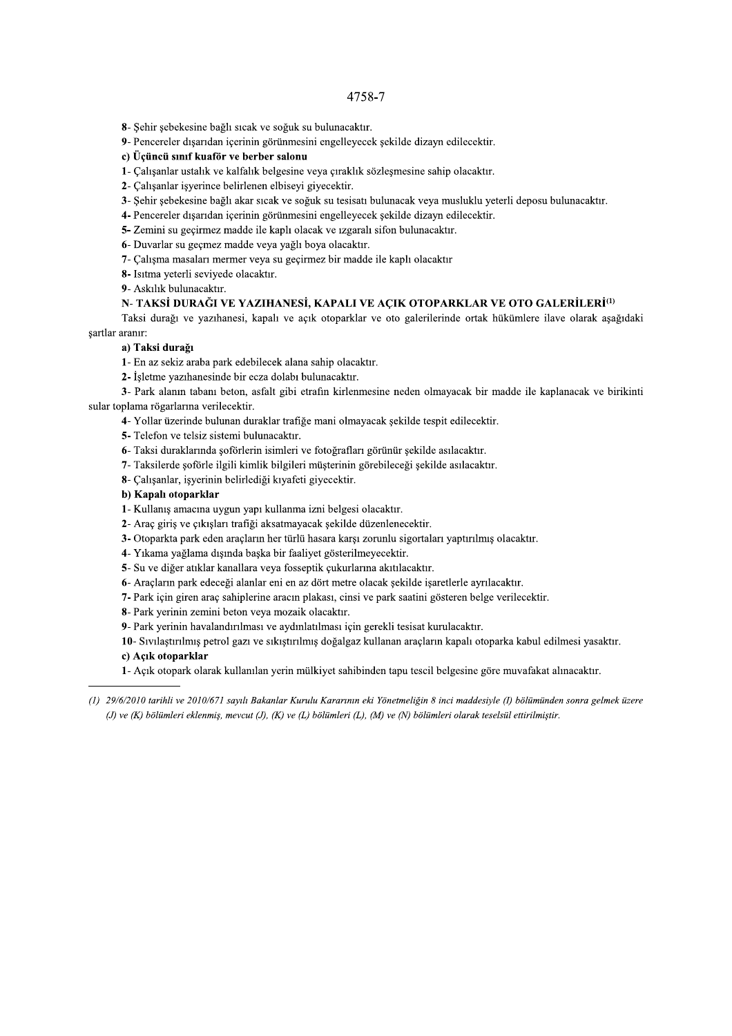8- Şehir şebekesine bağlı sıcak ve soğuk su bulunacaktır.

9- Pencereler dışarıdan içerinin görünmesini engelleyecek şekilde dizayn edilecektir.

**c) Üçüncü sınıf kuaför ve berber salonu**

1- Çalışanlar ustalık ve kalfalık belgesine veya çıraklık sözleşmesine sahip olacaktır.

2- Çalışanlar işyerince belirlenen elbiseyi giyecektir.

3- Şehir şebekesine bağlı akar sıcak ve soğuk su tesisatı bulunacak veya musluklu yeterli deposu bulunacaktır.

4- Pencereler dışarıdan içerinin görünmesini engelleyecek şekilde dizayn edilecektir.

5- Zemini su geçirmez madde ile kaplı olacak ve ızgaralı sifon bulunacaktır.

6- Duvarlar su geçmez madde veya yağlı boya olacaktır.

7- Çalışma masaları mermer veya su geçirmez bir madde ile kaplı olacaktır

8- Isıtma yeterli seviyede olacaktır.

9- Askılık bulunacaktır.

**N- TAKSİ DURAĞI VE YAZIHANESİ, KAPALI VE AÇIK OTOPARKLAR VE OTO GALERİLERİ**[1]

Taksi durağı ve yazıhanesi, kapalı ve açık otoparklar ve oto galerilerinde ortak hükümlere ilave olarak aşağıdaki şartlar aranır:

**a) Taksi durağı**

1- En az sekiz araba park edebilecek alana sahip olacaktır.

2- İşletme yazıhanesinde bir ecza dolabı bulunacaktır.

3- Park alanın tabanı beton, asfalt gibi etrafın kirlenmesine neden olmayacak bir madde ile kaplanacak ve birikinti sular toplama rögarlarına verilecektir.

4- Yollar üzerinde bulunan duraklar trafiğe mani olmayacak şekilde tespit edilecektir.

5- Telefon ve telsiz sistemi bulunacaktır.

6- Taksi duraklarında şoförlerin isimleri ve fotoğrafları görünür şekilde asılacaktır.

7- Taksilerde şoförle ilgili kimlik bilgileri müşterinin görebileceği şekilde asılacaktır.

8- Çalışanlar, işyerinin belirlediği kıyafeti giyecektir.

**b) Kapalı otoparklar**

1- Kullanış amacına uygun yapı kullanma izni belgesi olacaktır.

2- Araç giriş ve çıkışları trafiği aksatmayacak şekilde düzenlenecektir.

3- Otoparkta park eden araçların her türlü hasara karşı zorunlu sigortaları yaptırılmış olacaktır.

4- Yıkama yağlama dışında başka bir faaliyet gösterilmeyecektir.

5- Su ve diğer atıklar kanallara veya fosseptik çukurlarına akıtılacaktır.

6- Araçların park edeceği alanlar eni en az dört metre olacak şekilde işaretlerle ayrılacaktır.

7- Park için giren araç sahiplerine aracın plakası, cinsi ve park saatini gösteren belge verilecektir.

8- Park yerinin zemini beton veya mozaik olacaktır.

9- Park yerinin havalandırılması ve aydınlatılması için gerekli tesisat kurulacaktır.

10- Sıvılaştırılmış petrol gazı ve sıkıştırılmış doğalgaz kullanan araçların kapalı otoparka kabul edilmesi yasaktır.

**c) Açık otoparklar**

1- Açık otopark olarak kullanılan yerin mülkiyet sahibinden tapu tescil belgesine göre muvafakat alınacaktır.

---

*(1) 29/6/2010 tarihli ve 2010/671 sayılı Bakanlar Kurulu Kararının eki Yönetmeliğin 8 inci maddesiyle (I) bölümünden sonra gelmek üzere (J) ve (K) bölümleri eklenmiş, mevcut (J), (K) ve (L) bölümleri (L), (M) ve (N) bölümleri olarak teselsül ettirilmiştir.*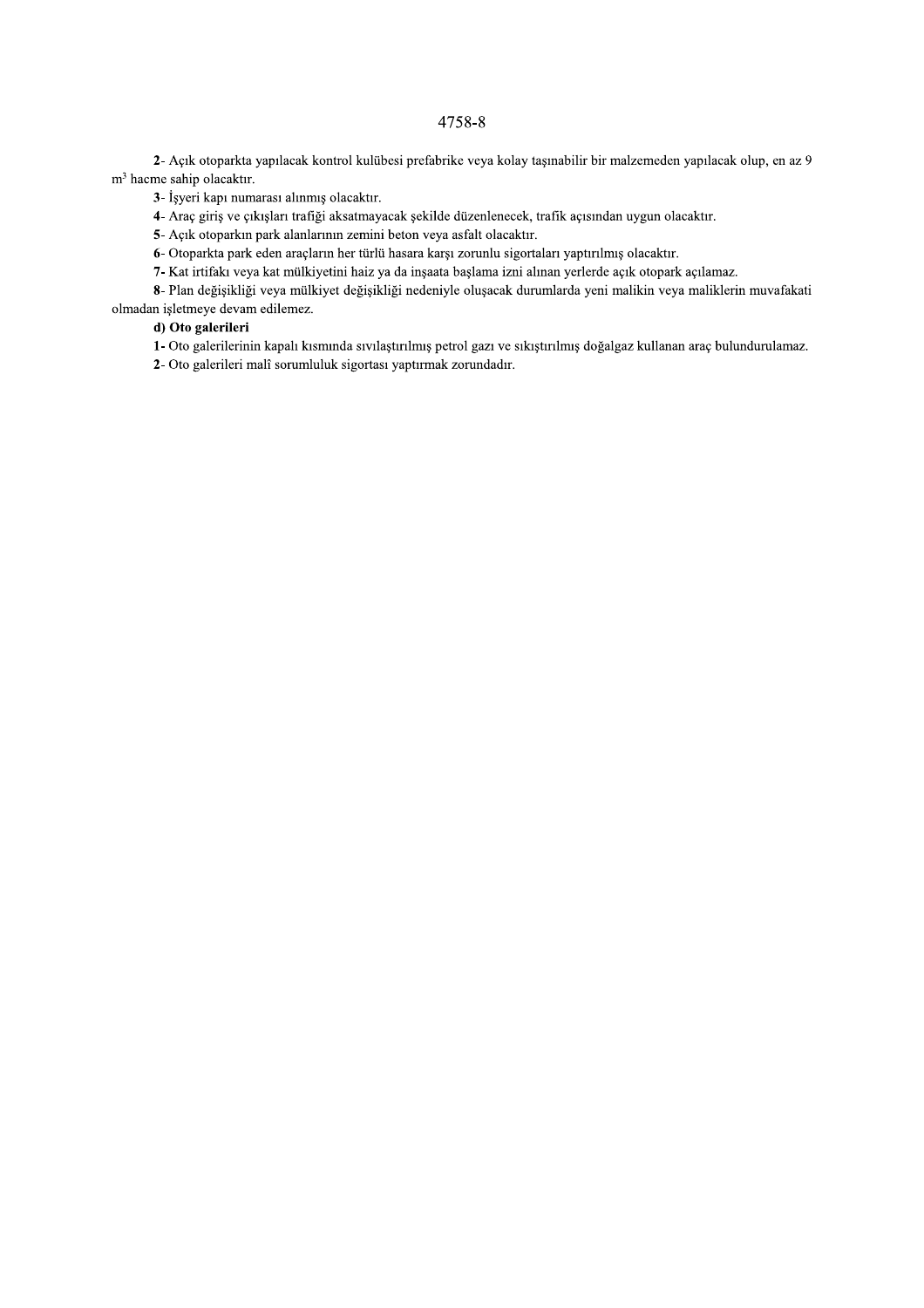**2**- Açık otoparkta yapılacak kontrol kulübesi prefabrike veya kolay taşınabilir bir malzemeden yapılacak olup, en az 9 $m^3$ hacme sahip olacaktır.

**3**- İşyeri kapı numarası alınmış olacaktır.

**4**- Araç giriş ve çıkışları trafiği aksatmayacak şekilde düzenlenecek, trafik açısından uygun olacaktır.

**5**- Açık otoparkın park alanlarının zemini beton veya asfalt olacaktır.

**6**- Otoparkta park eden araçların her türlü hasara karşı zorunlu sigortaları yaptırılmış olacaktır.

**7-** Kat irtifakı veya kat mülkiyetini haiz ya da inşaata başlama izni alınan yerlerde açık otopark açılamaz.

**8**- Plan değişikliği veya mülkiyet değişikliği nedeniyle oluşacak durumlarda yeni malikin veya maliklerin muvafakati olmadan işletmeye devam edilemez.

**d) Oto galerileri**

**1-** Oto galerilerinin kapalı kısmında sıvılaştırılmış petrol gazı ve sıkıştırılmış doğalgaz kullanan araç bulundurulamaz.

**2**- Oto galerileri malî sorumluluk sigortası yaptırmak zorundadır.